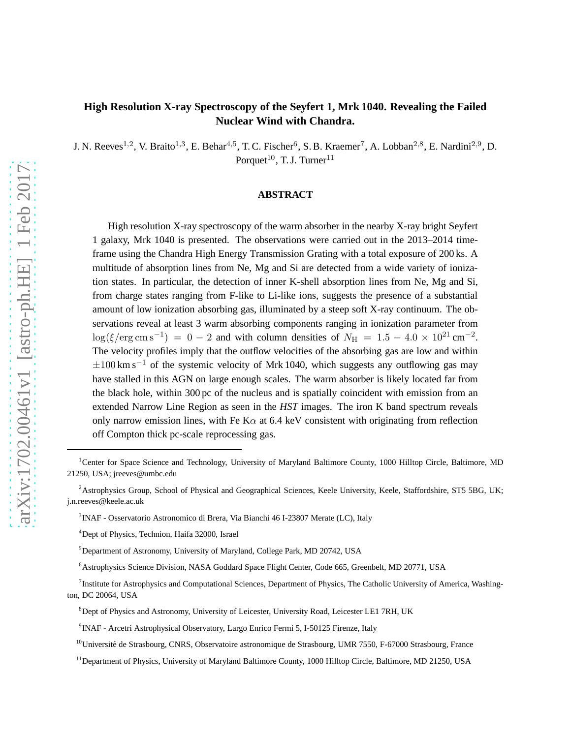# High Resolution X-ray Spectroscopy of the Seyfert 1, Mrk 1040. Revealing the Failed Nuclear Wind with Chandra.

J. N. Reeves[1,2], V. Braito[1,3], E. Behar[4,5], T. C. Fischer[6], S. B. Kraemer[7], A. Lobban[2,8], E. Nardini[2,9], D. Porquet[10], T. J. Turner[11]

## ABSTRACT

High resolution X-ray spectroscopy of the warm absorber in the nearby X-ray bright Seyfert 1 galaxy, Mrk 1040 is presented. The observations were carried out in the 2013–2014 timeframe using the Chandra High Energy Transmission Grating with a total exposure of 200 ks. A multitude of absorption lines from Ne, Mg and Si are detected from a wide variety of ionization states. In particular, the detection of inner K-shell absorption lines from Ne, Mg and Si, from charge states ranging from F-like to Li-like ions, suggests the presence of a substantial amount of low ionization absorbing gas, illuminated by a steep soft X-ray continuum. The observations reveal at least 3 warm absorbing components ranging in ionization parameter from $\log(\xi/\mathrm{erg\,cm\,s^{-1}}) = 0 - 2$ and with column densities of $N_{\mathrm{H}} = 1.5 - 4.0 \times 10^{21}\,\mathrm{cm^{-2}}$. The velocity profiles imply that the outflow velocities of the absorbing gas are low and within $\pm 100\,\mathrm{km\,s^{-1}}$ of the systemic velocity of Mrk 1040, which suggests any outflowing gas may have stalled in this AGN on large enough scales. The warm absorber is likely located far from the black hole, within 300 pc of the nucleus and is spatially coincident with emission from an extended Narrow Line Region as seen in the *HST* images. The iron K band spectrum reveals only narrow emission lines, with Fe K$\alpha$ at 6.4 keV consistent with originating from reflection off Compton thick pc-scale reprocessing gas.

---

[1] Center for Space Science and Technology, University of Maryland Baltimore County, 1000 Hilltop Circle, Baltimore, MD 21250, USA; jreeves@umbc.edu

[2] Astrophysics Group, School of Physical and Geographical Sciences, Keele University, Keele, Staffordshire, ST5 5BG, UK; j.n.reeves@keele.ac.uk

[3] INAF - Osservatorio Astronomico di Brera, Via Bianchi 46 I-23807 Merate (LC), Italy

[4] Dept of Physics, Technion, Haifa 32000, Israel

[5] Department of Astronomy, University of Maryland, College Park, MD 20742, USA

[6] Astrophysics Science Division, NASA Goddard Space Flight Center, Code 665, Greenbelt, MD 20771, USA

[7] Institute for Astrophysics and Computational Sciences, Department of Physics, The Catholic University of America, Washington, DC 20064, USA

[8] Dept of Physics and Astronomy, University of Leicester, University Road, Leicester LE1 7RH, UK

[9] INAF - Arcetri Astrophysical Observatory, Largo Enrico Fermi 5, I-50125 Firenze, Italy

[10] Université de Strasbourg, CNRS, Observatoire astronomique de Strasbourg, UMR 7550, F-67000 Strasbourg, France

[11] Department of Physics, University of Maryland Baltimore County, 1000 Hilltop Circle, Baltimore, MD 21250, USA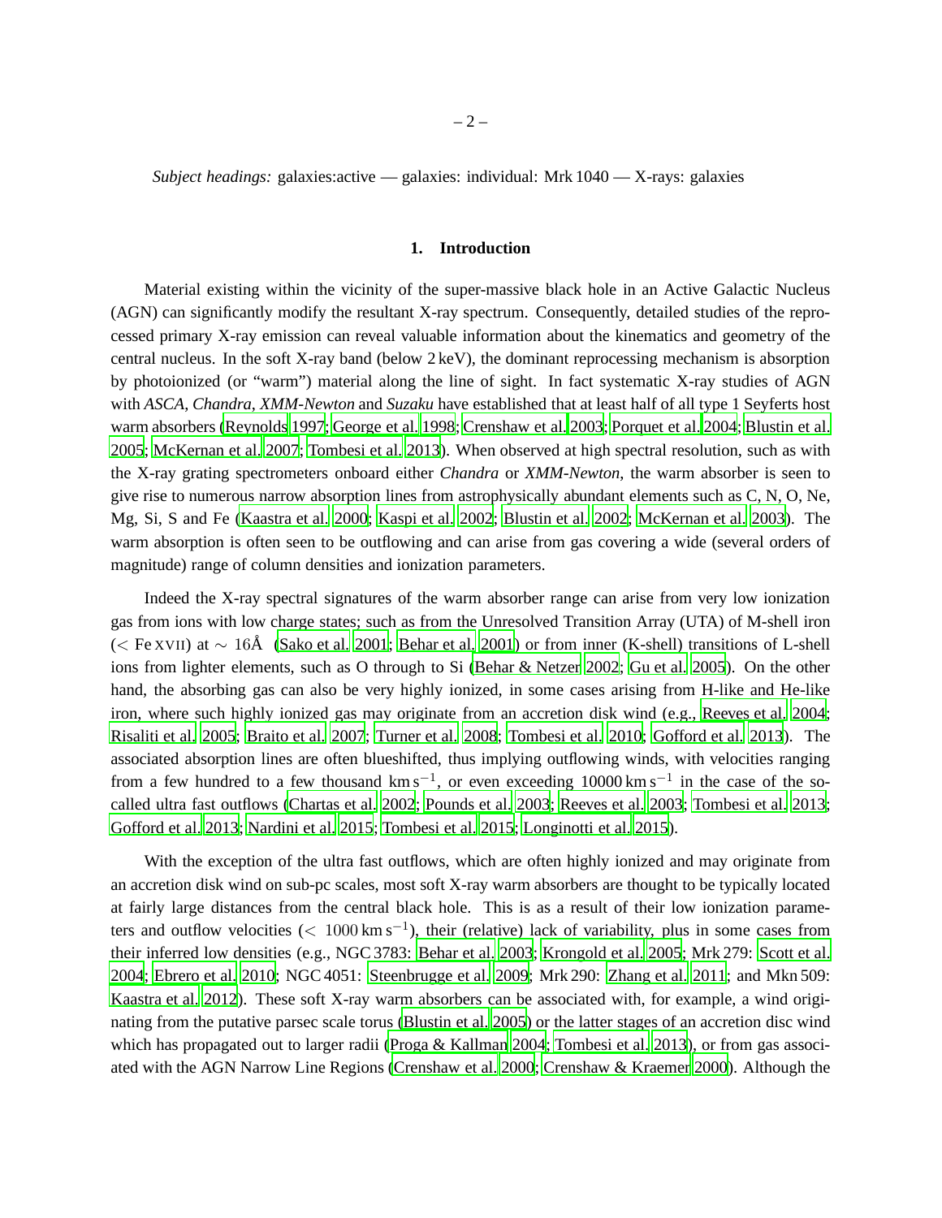*Subject headings:* galaxies:active — galaxies: individual: Mrk 1040 — X-rays: galaxies

## 1. Introduction

Material existing within the vicinity of the super-massive black hole in an Active Galactic Nucleus (AGN) can significantly modify the resultant X-ray spectrum. Consequently, detailed studies of the reprocessed primary X-ray emission can reveal valuable information about the kinematics and geometry of the central nucleus. In the soft X-ray band (below 2 keV), the dominant reprocessing mechanism is absorption by photoionized (or "warm") material along the line of sight. In fact systematic X-ray studies of AGN with *ASCA*, *Chandra*, *XMM-Newton* and *Suzaku* have established that at least half of all type 1 Seyferts host warm absorbers (Reynolds 1997; George et al. 1998; Crenshaw et al. 2003; Porquet et al. 2004; Blustin et al. 2005; McKernan et al. 2007; Tombesi et al. 2013). When observed at high spectral resolution, such as with the X-ray grating spectrometers onboard either *Chandra* or *XMM-Newton*, the warm absorber is seen to give rise to numerous narrow absorption lines from astrophysically abundant elements such as C, N, O, Ne, Mg, Si, S and Fe (Kaastra et al. 2000; Kaspi et al. 2002; Blustin et al. 2002; McKernan et al. 2003). The warm absorption is often seen to be outflowing and can arise from gas covering a wide (several orders of magnitude) range of column densities and ionization parameters.

Indeed the X-ray spectral signatures of the warm absorber range can arise from very low ionization gas from ions with low charge states; such as from the Unresolved Transition Array (UTA) of M-shell iron ($<$ Fe XVII) at $\sim 16$Å (Sako et al. 2001; Behar et al. 2001) or from inner (K-shell) transitions of L-shell ions from lighter elements, such as O through to Si (Behar & Netzer 2002; Gu et al. 2005). On the other hand, the absorbing gas can also be very highly ionized, in some cases arising from H-like and He-like iron, where such highly ionized gas may originate from an accretion disk wind (e.g., Reeves et al. 2004; Risaliti et al. 2005; Braito et al. 2007; Turner et al. 2008; Tombesi et al. 2010; Gofford et al. 2013). The associated absorption lines are often blueshifted, thus implying outflowing winds, with velocities ranging from a few hundred to a few thousand km s$^{-1}$, or even exceeding 10000 km s$^{-1}$ in the case of the so-called ultra fast outflows (Chartas et al. 2002; Pounds et al. 2003; Reeves et al. 2003; Tombesi et al. 2013; Gofford et al. 2013; Nardini et al. 2015; Tombesi et al. 2015; Longinotti et al. 2015).

With the exception of the ultra fast outflows, which are often highly ionized and may originate from an accretion disk wind on sub-pc scales, most soft X-ray warm absorbers are thought to be typically located at fairly large distances from the central black hole. This is as a result of their low ionization parameters and outflow velocities ($< 1000$ km s$^{-1}$), their (relative) lack of variability, plus in some cases from their inferred low densities (e.g., NGC 3783: Behar et al. 2003; Krongold et al. 2005; Mrk 279: Scott et al. 2004; Ebrero et al. 2010; NGC 4051: Steenbrugge et al. 2009; Mrk 290: Zhang et al. 2011; and Mkn 509: Kaastra et al. 2012). These soft X-ray warm absorbers can be associated with, for example, a wind originating from the putative parsec scale torus (Blustin et al. 2005) or the latter stages of an accretion disc wind which has propagated out to larger radii (Proga & Kallman 2004; Tombesi et al. 2013), or from gas associated with the AGN Narrow Line Regions (Crenshaw et al. 2000; Crenshaw & Kraemer 2000). Although the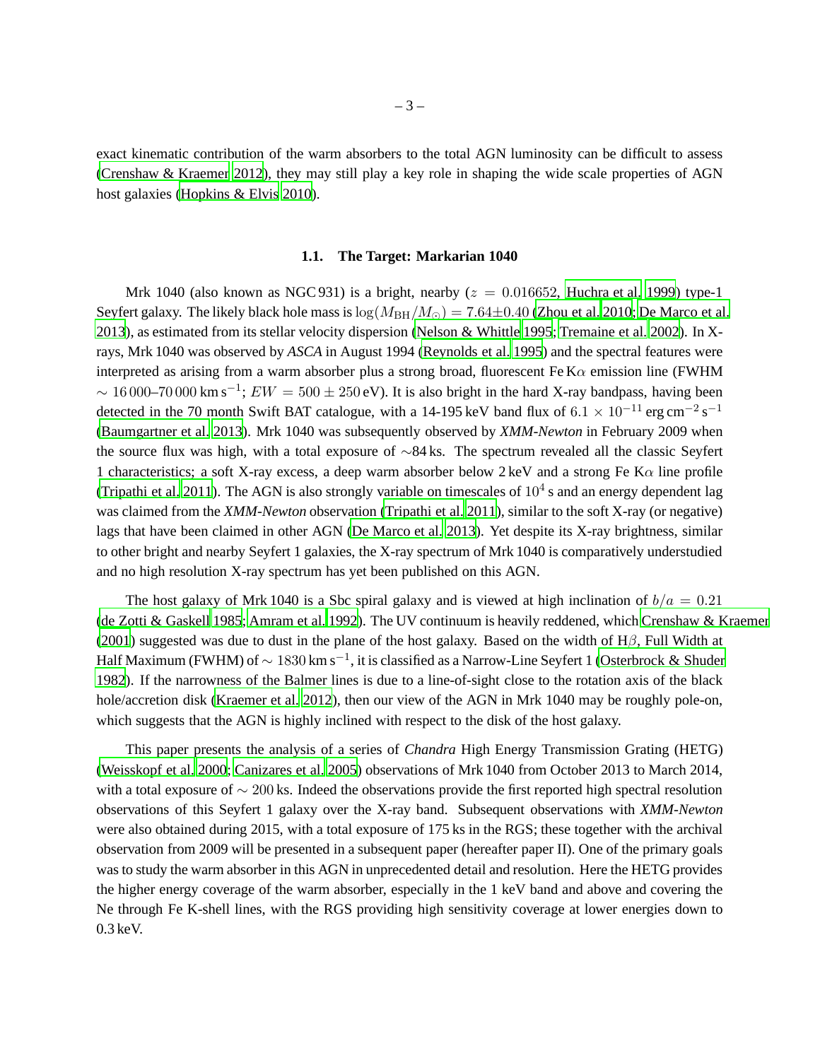exact kinematic contribution of the warm absorbers to the total AGN luminosity can be difficult to assess (Crenshaw & Kraemer 2012), they may still play a key role in shaping the wide scale properties of AGN host galaxies (Hopkins & Elvis 2010).

### 1.1. The Target: Markarian 1040

Mrk 1040 (also known as NGC 931) is a bright, nearby ($z = 0.016652$, Huchra et al. 1999) type-1 Seyfert galaxy. The likely black hole mass is $\log(M_{\rm BH}/M_{\odot}) = 7.64 \pm 0.40$ (Zhou et al. 2010; De Marco et al. 2013), as estimated from its stellar velocity dispersion (Nelson & Whittle 1995; Tremaine et al. 2002). In X-rays, Mrk 1040 was observed by *ASCA* in August 1994 (Reynolds et al. 1995) and the spectral features were interpreted as arising from a warm absorber plus a strong broad, fluorescent Fe K$\alpha$ emission line (FWHM $\sim 16\,000$–$70\,000\,{\rm km\,s^{-1}}$; $EW = 500 \pm 250$ eV). It is also bright in the hard X-ray bandpass, having been detected in the 70 month Swift BAT catalogue, with a 14-195 keV band flux of $6.1 \times 10^{-11}$ erg cm$^{-2}$ s$^{-1}$ (Baumgartner et al. 2013). Mrk 1040 was subsequently observed by *XMM-Newton* in February 2009 when the source flux was high, with a total exposure of $\sim$84 ks. The spectrum revealed all the classic Seyfert 1 characteristics; a soft X-ray excess, a deep warm absorber below 2 keV and a strong Fe K$\alpha$ line profile (Tripathi et al. 2011). The AGN is also strongly variable on timescales of $10^4$ s and an energy dependent lag was claimed from the *XMM-Newton* observation (Tripathi et al. 2011), similar to the soft X-ray (or negative) lags that have been claimed in other AGN (De Marco et al. 2013). Yet despite its X-ray brightness, similar to other bright and nearby Seyfert 1 galaxies, the X-ray spectrum of Mrk 1040 is comparatively understudied and no high resolution X-ray spectrum has yet been published on this AGN.

The host galaxy of Mrk 1040 is a Sbc spiral galaxy and is viewed at high inclination of $b/a = 0.21$ (de Zotti & Gaskell 1985; Amram et al. 1992). The UV continuum is heavily reddened, which Crenshaw & Kraemer (2001) suggested was due to dust in the plane of the host galaxy. Based on the width of H$\beta$, Full Width at Half Maximum (FWHM) of $\sim 1830\,{\rm km\,s^{-1}}$, it is classified as a Narrow-Line Seyfert 1 (Osterbrock & Shuder 1982). If the narrowness of the Balmer lines is due to a line-of-sight close to the rotation axis of the black hole/accretion disk (Kraemer et al. 2012), then our view of the AGN in Mrk 1040 may be roughly pole-on, which suggests that the AGN is highly inclined with respect to the disk of the host galaxy.

This paper presents the analysis of a series of *Chandra* High Energy Transmission Grating (HETG) (Weisskopf et al. 2000; Canizares et al. 2005) observations of Mrk 1040 from October 2013 to March 2014, with a total exposure of $\sim 200$ ks. Indeed the observations provide the first reported high spectral resolution observations of this Seyfert 1 galaxy over the X-ray band. Subsequent observations with *XMM-Newton* were also obtained during 2015, with a total exposure of 175 ks in the RGS; these together with the archival observation from 2009 will be presented in a subsequent paper (hereafter paper II). One of the primary goals was to study the warm absorber in this AGN in unprecedented detail and resolution. Here the HETG provides the higher energy coverage of the warm absorber, especially in the 1 keV band and above and covering the Ne through Fe K-shell lines, with the RGS providing high sensitivity coverage at lower energies down to 0.3 keV.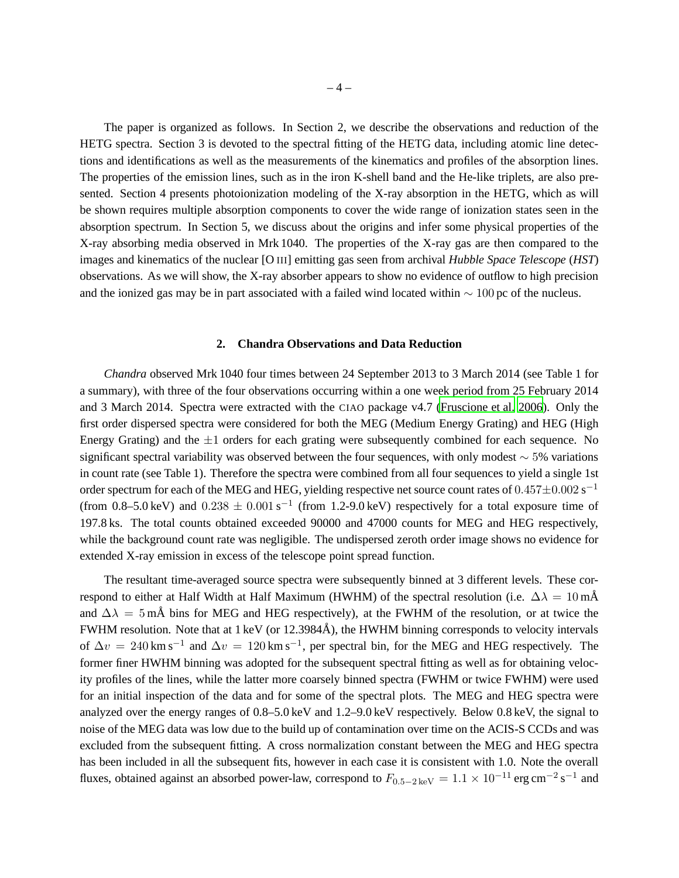The paper is organized as follows. In Section 2, we describe the observations and reduction of the HETG spectra. Section 3 is devoted to the spectral fitting of the HETG data, including atomic line detections and identifications as well as the measurements of the kinematics and profiles of the absorption lines. The properties of the emission lines, such as in the iron K-shell band and the He-like triplets, are also presented. Section 4 presents photoionization modeling of the X-ray absorption in the HETG, which as will be shown requires multiple absorption components to cover the wide range of ionization states seen in the absorption spectrum. In Section 5, we discuss about the origins and infer some physical properties of the X-ray absorbing media observed in Mrk 1040. The properties of the X-ray gas are then compared to the images and kinematics of the nuclear [O III] emitting gas seen from archival *Hubble Space Telescope* (*HST*) observations. As we will show, the X-ray absorber appears to show no evidence of outflow to high precision and the ionized gas may be in part associated with a failed wind located within $\sim 100$ pc of the nucleus.

## 2. Chandra Observations and Data Reduction

*Chandra* observed Mrk 1040 four times between 24 September 2013 to 3 March 2014 (see Table 1 for a summary), with three of the four observations occurring within a one week period from 25 February 2014 and 3 March 2014. Spectra were extracted with the CIAO package v4.7 (Fruscione et al. 2006). Only the first order dispersed spectra were considered for both the MEG (Medium Energy Grating) and HEG (High Energy Grating) and the $\pm 1$ orders for each grating were subsequently combined for each sequence. No significant spectral variability was observed between the four sequences, with only modest $\sim 5\%$ variations in count rate (see Table 1). Therefore the spectra were combined from all four sequences to yield a single 1st order spectrum for each of the MEG and HEG, yielding respective net source count rates of $0.457 \pm 0.002\,\mathrm{s}^{-1}$ (from 0.8–5.0 keV) and $0.238 \pm 0.001\,\mathrm{s}^{-1}$ (from 1.2-9.0 keV) respectively for a total exposure time of 197.8 ks. The total counts obtained exceeded 90000 and 47000 counts for MEG and HEG respectively, while the background count rate was negligible. The undispersed zeroth order image shows no evidence for extended X-ray emission in excess of the telescope point spread function.

The resultant time-averaged source spectra were subsequently binned at 3 different levels. These correspond to either at Half Width at Half Maximum (HWHM) of the spectral resolution (i.e. $\Delta\lambda = 10\,\mathrm{m\AA}$ and $\Delta\lambda = 5\,\mathrm{m\AA}$ bins for MEG and HEG respectively), at the FWHM of the resolution, or at twice the FWHM resolution. Note that at 1 keV (or 12.3984Å), the HWHM binning corresponds to velocity intervals of $\Delta v = 240\,\mathrm{km\,s^{-1}}$ and $\Delta v = 120\,\mathrm{km\,s^{-1}}$, per spectral bin, for the MEG and HEG respectively. The former finer HWHM binning was adopted for the subsequent spectral fitting as well as for obtaining velocity profiles of the lines, while the latter more coarsely binned spectra (FWHM or twice FWHM) were used for an initial inspection of the data and for some of the spectral plots. The MEG and HEG spectra were analyzed over the energy ranges of 0.8–5.0 keV and 1.2–9.0 keV respectively. Below 0.8 keV, the signal to noise of the MEG data was low due to the build up of contamination over time on the ACIS-S CCDs and was excluded from the subsequent fitting. A cross normalization constant between the MEG and HEG spectra has been included in all the subsequent fits, however in each case it is consistent with 1.0. Note the overall fluxes, obtained against an absorbed power-law, correspond to $F_{0.5-2\,\mathrm{keV}} = 1.1 \times 10^{-11}\,\mathrm{erg\,cm^{-2}\,s^{-1}}$ and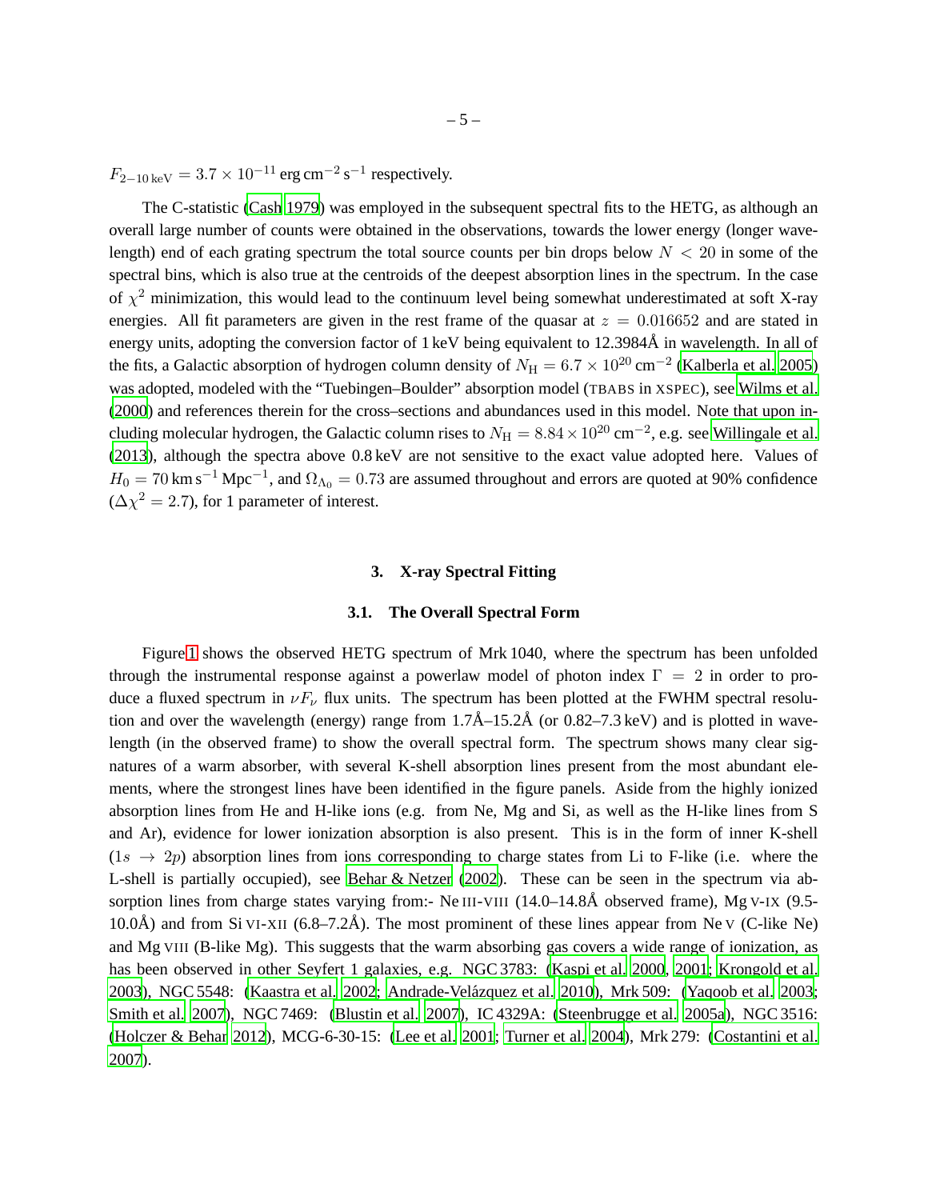$F_{2-10\,\mathrm{keV}} = 3.7 \times 10^{-11}\,\mathrm{erg\,cm^{-2}\,s^{-1}}$ respectively.

The C-statistic (Cash 1979) was employed in the subsequent spectral fits to the HETG, as although an overall large number of counts were obtained in the observations, towards the lower energy (longer wavelength) end of each grating spectrum the total source counts per bin drops below $N < 20$ in some of the spectral bins, which is also true at the centroids of the deepest absorption lines in the spectrum. In the case of $\chi^2$ minimization, this would lead to the continuum level being somewhat underestimated at soft X-ray energies. All fit parameters are given in the rest frame of the quasar at $z = 0.016652$ and are stated in energy units, adopting the conversion factor of 1 keV being equivalent to 12.3984Å in wavelength. In all of the fits, a Galactic absorption of hydrogen column density of $N_{\mathrm{H}} = 6.7 \times 10^{20}\,\mathrm{cm^{-2}}$ (Kalberla et al. 2005) was adopted, modeled with the "Tuebingen–Boulder" absorption model (TBABS in XSPEC), see Wilms et al. (2000) and references therein for the cross–sections and abundances used in this model. Note that upon including molecular hydrogen, the Galactic column rises to $N_{\mathrm{H}} = 8.84 \times 10^{20}\,\mathrm{cm^{-2}}$, e.g. see Willingale et al. (2013), although the spectra above 0.8 keV are not sensitive to the exact value adopted here. Values of $H_0 = 70\,\mathrm{km\,s^{-1}\,Mpc^{-1}}$, and $\Omega_{\Lambda_0} = 0.73$ are assumed throughout and errors are quoted at 90% confidence ($\Delta\chi^2 = 2.7$), for 1 parameter of interest.

## 3. X-ray Spectral Fitting

### 3.1. The Overall Spectral Form

Figure 1 shows the observed HETG spectrum of Mrk 1040, where the spectrum has been unfolded through the instrumental response against a powerlaw model of photon index $\Gamma = 2$ in order to produce a fluxed spectrum in $\nu F_\nu$ flux units. The spectrum has been plotted at the FWHM spectral resolution and over the wavelength (energy) range from 1.7Å–15.2Å (or 0.82–7.3 keV) and is plotted in wavelength (in the observed frame) to show the overall spectral form. The spectrum shows many clear signatures of a warm absorber, with several K-shell absorption lines present from the most abundant elements, where the strongest lines have been identified in the figure panels. Aside from the highly ionized absorption lines from He and H-like ions (e.g. from Ne, Mg and Si, as well as the H-like lines from S and Ar), evidence for lower ionization absorption is also present. This is in the form of inner K-shell ($1s \rightarrow 2p$) absorption lines from ions corresponding to charge states from Li to F-like (i.e. where the L-shell is partially occupied), see Behar & Netzer (2002). These can be seen in the spectrum via absorption lines from charge states varying from:- Ne III-VIII (14.0–14.8Å observed frame), Mg V-IX (9.5-10.0Å) and from Si VI-XII (6.8–7.2Å). The most prominent of these lines appear from Ne V (C-like Ne) and Mg VIII (B-like Mg). This suggests that the warm absorbing gas covers a wide range of ionization, as has been observed in other Seyfert 1 galaxies, e.g. NGC 3783: (Kaspi et al. 2000, 2001; Krongold et al. 2003), NGC 5548: (Kaastra et al. 2002; Andrade-Velázquez et al. 2010), Mrk 509: (Yaqoob et al. 2003; Smith et al. 2007), NGC 7469: (Blustin et al. 2007), IC 4329A: (Steenbrugge et al. 2005a), NGC 3516: (Holczer & Behar 2012), MCG-6-30-15: (Lee et al. 2001; Turner et al. 2004), Mrk 279: (Costantini et al. 2007).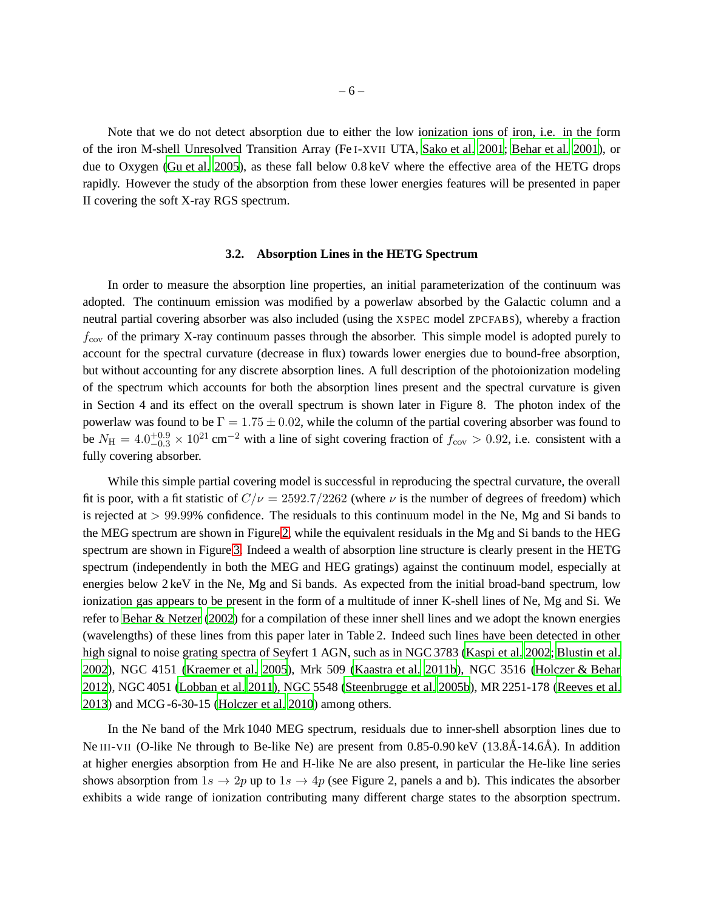Note that we do not detect absorption due to either the low ionization ions of iron, i.e. in the form of the iron M-shell Unresolved Transition Array (Fe I-XVII UTA, Sako et al. 2001; Behar et al. 2001), or due to Oxygen (Gu et al. 2005), as these fall below 0.8 keV where the effective area of the HETG drops rapidly. However the study of the absorption from these lower energies features will be presented in paper II covering the soft X-ray RGS spectrum.

### 3.2. Absorption Lines in the HETG Spectrum

In order to measure the absorption line properties, an initial parameterization of the continuum was adopted. The continuum emission was modified by a powerlaw absorbed by the Galactic column and a neutral partial covering absorber was also included (using the XSPEC model ZPCFABS), whereby a fraction $f_{\rm cov}$ of the primary X-ray continuum passes through the absorber. This simple model is adopted purely to account for the spectral curvature (decrease in flux) towards lower energies due to bound-free absorption, but without accounting for any discrete absorption lines. A full description of the photoionization modeling of the spectrum which accounts for both the absorption lines present and the spectral curvature is given in Section 4 and its effect on the overall spectrum is shown later in Figure 8. The photon index of the powerlaw was found to be $\Gamma = 1.75 \pm 0.02$, while the column of the partial covering absorber was found to be $N_{\rm H} = 4.0^{+0.9}_{-0.3} \times 10^{21}$ cm$^{-2}$ with a line of sight covering fraction of $f_{\rm cov} > 0.92$, i.e. consistent with a fully covering absorber.

While this simple partial covering model is successful in reproducing the spectral curvature, the overall fit is poor, with a fit statistic of $C/\nu = 2592.7/2262$ (where $\nu$ is the number of degrees of freedom) which is rejected at $> 99.99$% confidence. The residuals to this continuum model in the Ne, Mg and Si bands to the MEG spectrum are shown in Figure 2, while the equivalent residuals in the Mg and Si bands to the HEG spectrum are shown in Figure 3. Indeed a wealth of absorption line structure is clearly present in the HETG spectrum (independently in both the MEG and HEG gratings) against the continuum model, especially at energies below 2 keV in the Ne, Mg and Si bands. As expected from the initial broad-band spectrum, low ionization gas appears to be present in the form of a multitude of inner K-shell lines of Ne, Mg and Si. We refer to Behar & Netzer (2002) for a compilation of these inner shell lines and we adopt the known energies (wavelengths) of these lines from this paper later in Table 2. Indeed such lines have been detected in other high signal to noise grating spectra of Seyfert 1 AGN, such as in NGC 3783 (Kaspi et al. 2002; Blustin et al. 2002), NGC 4151 (Kraemer et al. 2005), Mrk 509 (Kaastra et al. 2011b), NGC 3516 (Holczer & Behar 2012), NGC 4051 (Lobban et al. 2011), NGC 5548 (Steenbrugge et al. 2005b), MR 2251-178 (Reeves et al. 2013) and MCG -6-30-15 (Holczer et al. 2010) among others.

In the Ne band of the Mrk 1040 MEG spectrum, residuals due to inner-shell absorption lines due to Ne III-VII (O-like Ne through to Be-like Ne) are present from 0.85-0.90 keV (13.8Å-14.6Å). In addition at higher energies absorption from He and H-like Ne are also present, in particular the He-like line series shows absorption from $1s \rightarrow 2p$ up to $1s \rightarrow 4p$ (see Figure 2, panels a and b). This indicates the absorber exhibits a wide range of ionization contributing many different charge states to the absorption spectrum.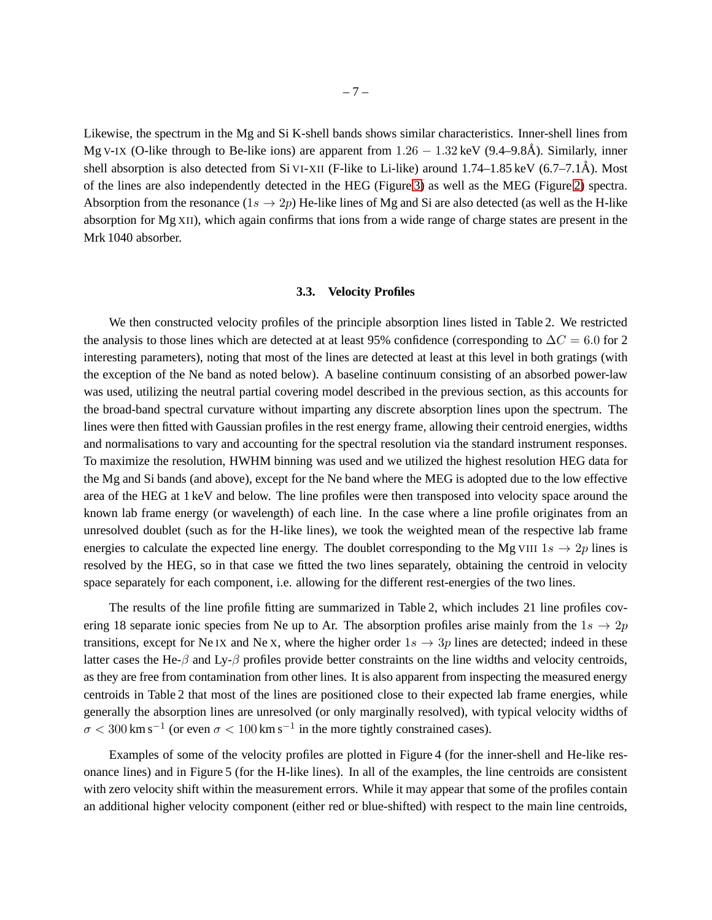Likewise, the spectrum in the Mg and Si K-shell bands shows similar characteristics. Inner-shell lines from Mg V-IX (O-like through to Be-like ions) are apparent from $1.26 - 1.32$ keV (9.4–9.8Å). Similarly, inner shell absorption is also detected from Si VI-XII (F-like to Li-like) around 1.74–1.85 keV (6.7–7.1Å). Most of the lines are also independently detected in the HEG (Figure 3) as well as the MEG (Figure 2) spectra. Absorption from the resonance ($1s \rightarrow 2p$) He-like lines of Mg and Si are also detected (as well as the H-like absorption for Mg XII), which again confirms that ions from a wide range of charge states are present in the Mrk 1040 absorber.

### 3.3. Velocity Profiles

We then constructed velocity profiles of the principle absorption lines listed in Table 2. We restricted the analysis to those lines which are detected at at least 95% confidence (corresponding to $\Delta C = 6.0$ for 2 interesting parameters), noting that most of the lines are detected at least at this level in both gratings (with the exception of the Ne band as noted below). A baseline continuum consisting of an absorbed power-law was used, utilizing the neutral partial covering model described in the previous section, as this accounts for the broad-band spectral curvature without imparting any discrete absorption lines upon the spectrum. The lines were then fitted with Gaussian profiles in the rest energy frame, allowing their centroid energies, widths and normalisations to vary and accounting for the spectral resolution via the standard instrument responses. To maximize the resolution, HWHM binning was used and we utilized the highest resolution HEG data for the Mg and Si bands (and above), except for the Ne band where the MEG is adopted due to the low effective area of the HEG at 1 keV and below. The line profiles were then transposed into velocity space around the known lab frame energy (or wavelength) of each line. In the case where a line profile originates from an unresolved doublet (such as for the H-like lines), we took the weighted mean of the respective lab frame energies to calculate the expected line energy. The doublet corresponding to the Mg VIII $1s \rightarrow 2p$ lines is resolved by the HEG, so in that case we fitted the two lines separately, obtaining the centroid in velocity space separately for each component, i.e. allowing for the different rest-energies of the two lines.

The results of the line profile fitting are summarized in Table 2, which includes 21 line profiles covering 18 separate ionic species from Ne up to Ar. The absorption profiles arise mainly from the $1s \rightarrow 2p$ transitions, except for Ne IX and Ne X, where the higher order $1s \rightarrow 3p$ lines are detected; indeed in these latter cases the He-$\beta$ and Ly-$\beta$ profiles provide better constraints on the line widths and velocity centroids, as they are free from contamination from other lines. It is also apparent from inspecting the measured energy centroids in Table 2 that most of the lines are positioned close to their expected lab frame energies, while generally the absorption lines are unresolved (or only marginally resolved), with typical velocity widths of $\sigma < 300\,\mathrm{km\,s^{-1}}$ (or even $\sigma < 100\,\mathrm{km\,s^{-1}}$ in the more tightly constrained cases).

Examples of some of the velocity profiles are plotted in Figure 4 (for the inner-shell and He-like resonance lines) and in Figure 5 (for the H-like lines). In all of the examples, the line centroids are consistent with zero velocity shift within the measurement errors. While it may appear that some of the profiles contain an additional higher velocity component (either red or blue-shifted) with respect to the main line centroids,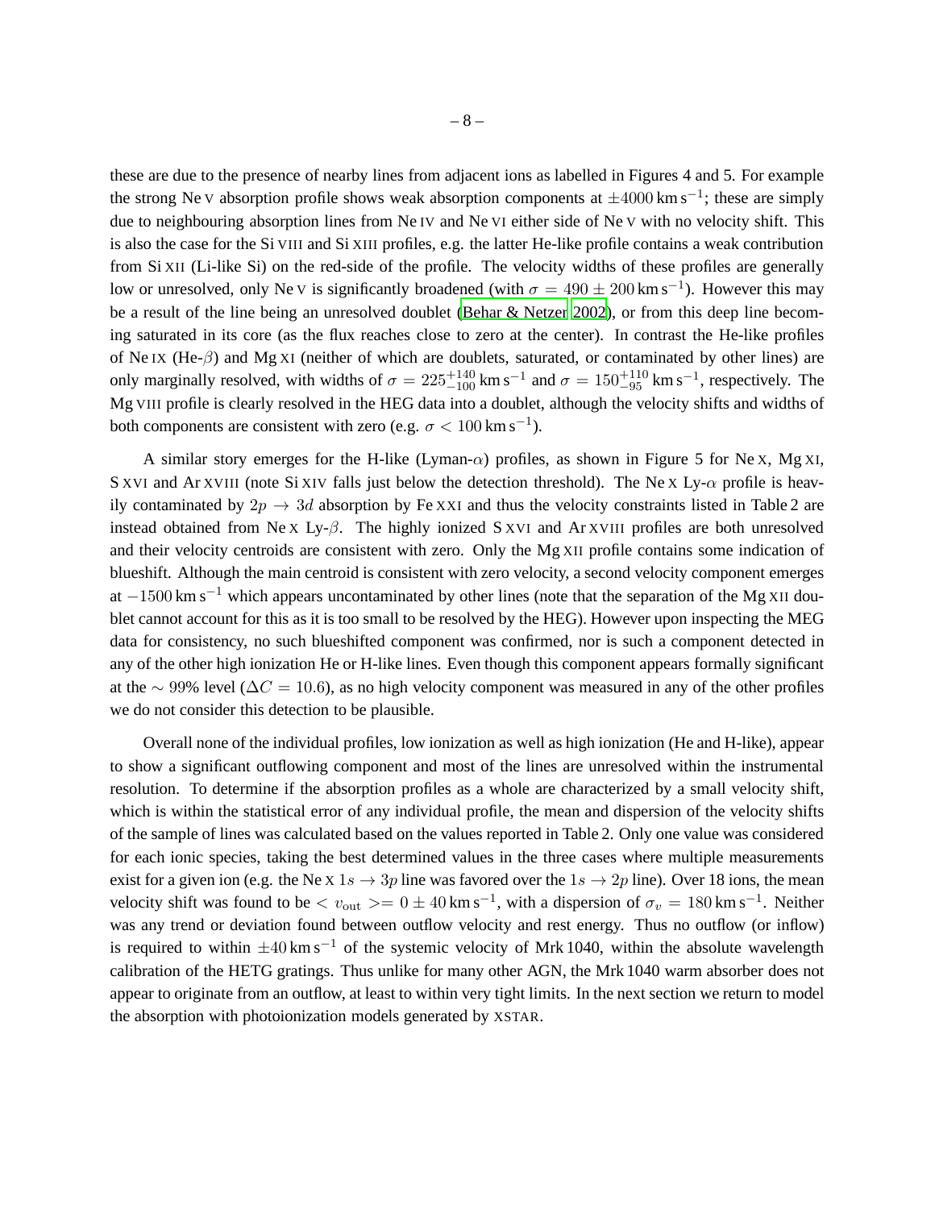these are due to the presence of nearby lines from adjacent ions as labelled in Figures 4 and 5. For example the strong Ne V absorption profile shows weak absorption components at $\pm 4000\,\mathrm{km\,s^{-1}}$; these are simply due to neighbouring absorption lines from Ne IV and Ne VI either side of Ne V with no velocity shift. This is also the case for the Si VIII and Si XIII profiles, e.g. the latter He-like profile contains a weak contribution from Si XII (Li-like Si) on the red-side of the profile. The velocity widths of these profiles are generally low or unresolved, only Ne V is significantly broadened (with $\sigma = 490 \pm 200\,\mathrm{km\,s^{-1}}$). However this may be a result of the line being an unresolved doublet (Behar & Netzer 2002), or from this deep line becoming saturated in its core (as the flux reaches close to zero at the center). In contrast the He-like profiles of Ne IX (He-$\beta$) and Mg XI (neither of which are doublets, saturated, or contaminated by other lines) are only marginally resolved, with widths of $\sigma = 225^{+140}_{-100}\,\mathrm{km\,s^{-1}}$ and $\sigma = 150^{+110}_{-95}\,\mathrm{km\,s^{-1}}$, respectively. The Mg VIII profile is clearly resolved in the HEG data into a doublet, although the velocity shifts and widths of both components are consistent with zero (e.g. $\sigma < 100\,\mathrm{km\,s^{-1}}$).

A similar story emerges for the H-like (Lyman-$\alpha$) profiles, as shown in Figure 5 for Ne X, Mg XI, S XVI and Ar XVIII (note Si XIV falls just below the detection threshold). The Ne X Ly-$\alpha$ profile is heavily contaminated by $2p \rightarrow 3d$ absorption by Fe XXI and thus the velocity constraints listed in Table 2 are instead obtained from Ne X Ly-$\beta$. The highly ionized S XVI and Ar XVIII profiles are both unresolved and their velocity centroids are consistent with zero. Only the Mg XII profile contains some indication of blueshift. Although the main centroid is consistent with zero velocity, a second velocity component emerges at $-1500\,\mathrm{km\,s^{-1}}$ which appears uncontaminated by other lines (note that the separation of the Mg XII doublet cannot account for this as it is too small to be resolved by the HEG). However upon inspecting the MEG data for consistency, no such blueshifted component was confirmed, nor is such a component detected in any of the other high ionization He or H-like lines. Even though this component appears formally significant at the $\sim 99\%$ level ($\Delta C = 10.6$), as no high velocity component was measured in any of the other profiles we do not consider this detection to be plausible.

Overall none of the individual profiles, low ionization as well as high ionization (He and H-like), appear to show a significant outflowing component and most of the lines are unresolved within the instrumental resolution. To determine if the absorption profiles as a whole are characterized by a small velocity shift, which is within the statistical error of any individual profile, the mean and dispersion of the velocity shifts of the sample of lines was calculated based on the values reported in Table 2. Only one value was considered for each ionic species, taking the best determined values in the three cases where multiple measurements exist for a given ion (e.g. the Ne X $1s \rightarrow 3p$ line was favored over the $1s \rightarrow 2p$ line). Over 18 ions, the mean velocity shift was found to be $< v_{\mathrm{out}} >= 0 \pm 40\,\mathrm{km\,s^{-1}}$, with a dispersion of $\sigma_v = 180\,\mathrm{km\,s^{-1}}$. Neither was any trend or deviation found between outflow velocity and rest energy. Thus no outflow (or inflow) is required to within $\pm 40\,\mathrm{km\,s^{-1}}$ of the systemic velocity of Mrk 1040, within the absolute wavelength calibration of the HETG gratings. Thus unlike for many other AGN, the Mrk 1040 warm absorber does not appear to originate from an outflow, at least to within very tight limits. In the next section we return to model the absorption with photoionization models generated by XSTAR.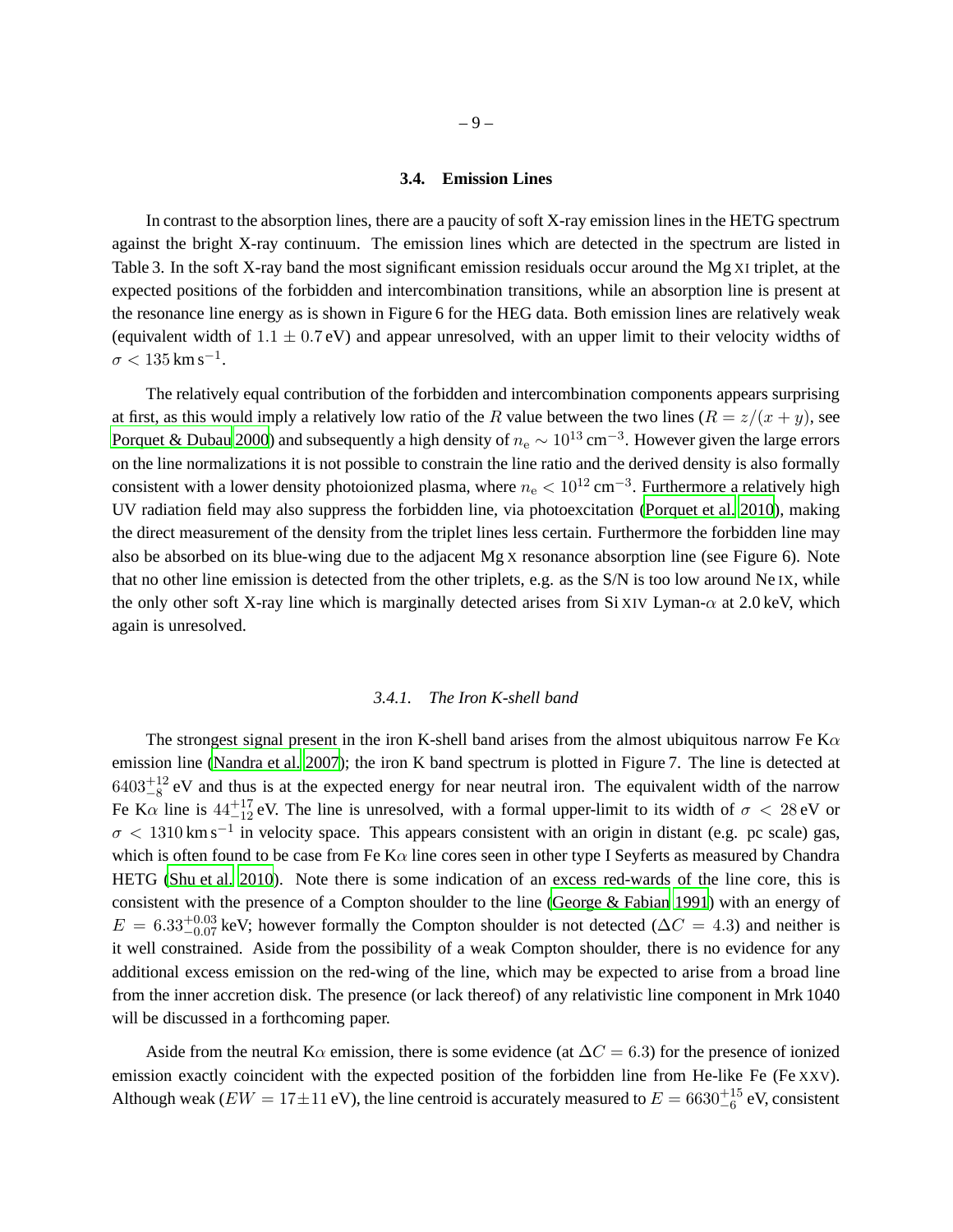### 3.4. Emission Lines

In contrast to the absorption lines, there are a paucity of soft X-ray emission lines in the HETG spectrum against the bright X-ray continuum. The emission lines which are detected in the spectrum are listed in Table 3. In the soft X-ray band the most significant emission residuals occur around the Mg XI triplet, at the expected positions of the forbidden and intercombination transitions, while an absorption line is present at the resonance line energy as is shown in Figure 6 for the HEG data. Both emission lines are relatively weak (equivalent width of $1.1 \pm 0.7$ eV) and appear unresolved, with an upper limit to their velocity widths of $\sigma < 135\,\mathrm{km\,s^{-1}}$.

The relatively equal contribution of the forbidden and intercombination components appears surprising at first, as this would imply a relatively low ratio of the $R$ value between the two lines ($R = z/(x+y)$, see Porquet & Dubau 2000) and subsequently a high density of $n_{\mathrm{e}} \sim 10^{13}\,\mathrm{cm^{-3}}$. However given the large errors on the line normalizations it is not possible to constrain the line ratio and the derived density is also formally consistent with a lower density photoionized plasma, where $n_{\mathrm{e}} < 10^{12}\,\mathrm{cm^{-3}}$. Furthermore a relatively high UV radiation field may also suppress the forbidden line, via photoexcitation (Porquet et al. 2010), making the direct measurement of the density from the triplet lines less certain. Furthermore the forbidden line may also be absorbed on its blue-wing due to the adjacent Mg X resonance absorption line (see Figure 6). Note that no other line emission is detected from the other triplets, e.g. as the S/N is too low around Ne IX, while the only other soft X-ray line which is marginally detected arises from Si XIV Lyman-$\alpha$ at 2.0 keV, which again is unresolved.

#### 3.4.1. *The Iron K-shell band*

The strongest signal present in the iron K-shell band arises from the almost ubiquitous narrow Fe K$\alpha$ emission line (Nandra et al. 2007); the iron K band spectrum is plotted in Figure 7. The line is detected at $6403^{+12}_{-8}$ eV and thus is at the expected energy for near neutral iron. The equivalent width of the narrow Fe K$\alpha$ line is $44^{+17}_{-12}$ eV. The line is unresolved, with a formal upper-limit to its width of $\sigma < 28$ eV or $\sigma < 1310\,\mathrm{km\,s^{-1}}$ in velocity space. This appears consistent with an origin in distant (e.g. pc scale) gas, which is often found to be case from Fe K$\alpha$ line cores seen in other type I Seyferts as measured by Chandra HETG (Shu et al. 2010). Note there is some indication of an excess red-wards of the line core, this is consistent with the presence of a Compton shoulder to the line (George & Fabian 1991) with an energy of $E = 6.33^{+0.03}_{-0.07}$ keV; however formally the Compton shoulder is not detected ($\Delta C = 4.3$) and neither is it well constrained. Aside from the possibility of a weak Compton shoulder, there is no evidence for any additional excess emission on the red-wing of the line, which may be expected to arise from a broad line from the inner accretion disk. The presence (or lack thereof) of any relativistic line component in Mrk 1040 will be discussed in a forthcoming paper.

Aside from the neutral K$\alpha$ emission, there is some evidence (at $\Delta C = 6.3$) for the presence of ionized emission exactly coincident with the expected position of the forbidden line from He-like Fe (Fe XXV). Although weak ($EW = 17 \pm 11$ eV), the line centroid is accurately measured to $E = 6630^{+15}_{-6}$ eV, consistent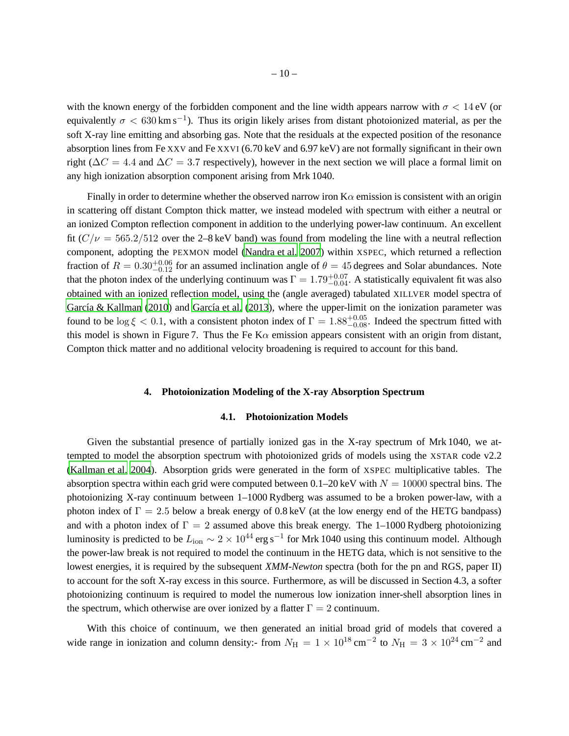with the known energy of the forbidden component and the line width appears narrow with $\sigma < 14$ eV (or equivalently $\sigma < 630\,\mathrm{km\,s^{-1}}$). Thus its origin likely arises from distant photoionized material, as per the soft X-ray line emitting and absorbing gas. Note that the residuals at the expected position of the resonance absorption lines from Fe XXV and Fe XXVI (6.70 keV and 6.97 keV) are not formally significant in their own right ($\Delta C = 4.4$ and $\Delta C = 3.7$ respectively), however in the next section we will place a formal limit on any high ionization absorption component arising from Mrk 1040.

Finally in order to determine whether the observed narrow iron K$\alpha$ emission is consistent with an origin in scattering off distant Compton thick matter, we instead modeled with spectrum with either a neutral or an ionized Compton reflection component in addition to the underlying power-law continuum. An excellent fit ($C/\nu = 565.2/512$ over the 2–8 keV band) was found from modeling the line with a neutral reflection component, adopting the PEXMON model (Nandra et al. 2007) within XSPEC, which returned a reflection fraction of $R = 0.30^{+0.06}_{-0.12}$ for an assumed inclination angle of $\theta = 45$ degrees and Solar abundances. Note that the photon index of the underlying continuum was $\Gamma = 1.79^{+0.07}_{-0.04}$. A statistically equivalent fit was also obtained with an ionized reflection model, using the (angle averaged) tabulated XILLVER model spectra of García & Kallman (2010) and García et al. (2013), where the upper-limit on the ionization parameter was found to be $\log \xi < 0.1$, with a consistent photon index of $\Gamma = 1.88^{+0.05}_{-0.08}$. Indeed the spectrum fitted with this model is shown in Figure 7. Thus the Fe K$\alpha$ emission appears consistent with an origin from distant, Compton thick matter and no additional velocity broadening is required to account for this band.

## 4. Photoionization Modeling of the X-ray Absorption Spectrum

### 4.1. Photoionization Models

Given the substantial presence of partially ionized gas in the X-ray spectrum of Mrk 1040, we attempted to model the absorption spectrum with photoionized grids of models using the XSTAR code v2.2 (Kallman et al. 2004). Absorption grids were generated in the form of XSPEC multiplicative tables. The absorption spectra within each grid were computed between 0.1–20 keV with $N = 10000$ spectral bins. The photoionizing X-ray continuum between 1–1000 Rydberg was assumed to be a broken power-law, with a photon index of $\Gamma = 2.5$ below a break energy of 0.8 keV (at the low energy end of the HETG bandpass) and with a photon index of $\Gamma = 2$ assumed above this break energy. The 1–1000 Rydberg photoionizing luminosity is predicted to be $L_{\mathrm{ion}} \sim 2 \times 10^{44}\,\mathrm{erg\,s^{-1}}$ for Mrk 1040 using this continuum model. Although the power-law break is not required to model the continuum in the HETG data, which is not sensitive to the lowest energies, it is required by the subsequent *XMM-Newton* spectra (both for the pn and RGS, paper II) to account for the soft X-ray excess in this source. Furthermore, as will be discussed in Section 4.3, a softer photoionizing continuum is required to model the numerous low ionization inner-shell absorption lines in the spectrum, which otherwise are over ionized by a flatter $\Gamma = 2$ continuum.

With this choice of continuum, we then generated an initial broad grid of models that covered a wide range in ionization and column density:- from $N_{\mathrm{H}} = 1 \times 10^{18}\,\mathrm{cm^{-2}}$ to $N_{\mathrm{H}} = 3 \times 10^{24}\,\mathrm{cm^{-2}}$ and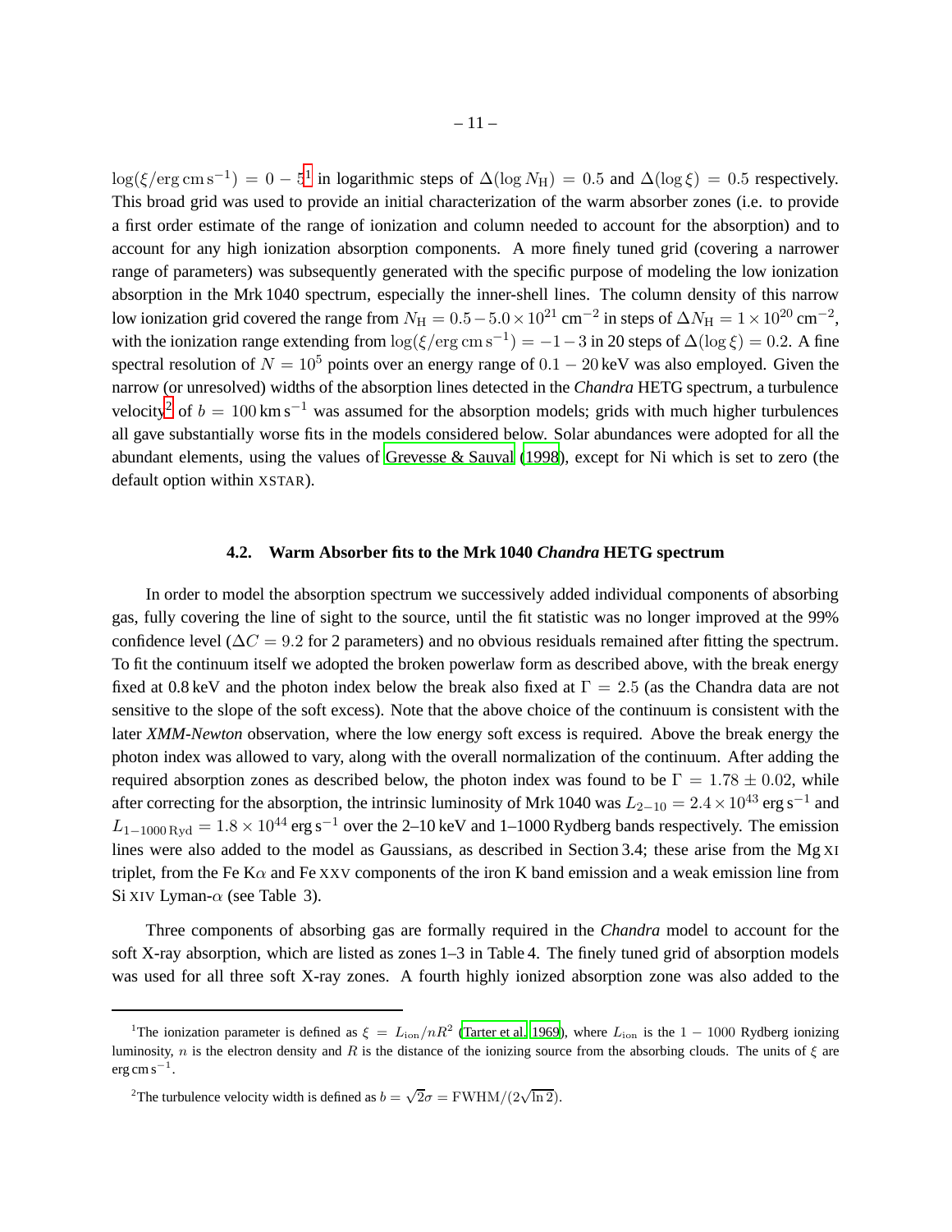$\log(\xi/\mathrm{erg\,cm\,s^{-1}}) = 0 - 5$[1] in logarithmic steps of $\Delta(\log N_{\rm H}) = 0.5$ and $\Delta(\log \xi) = 0.5$ respectively. This broad grid was used to provide an initial characterization of the warm absorber zones (i.e. to provide a first order estimate of the range of ionization and column needed to account for the absorption) and to account for any high ionization absorption components. A more finely tuned grid (covering a narrower range of parameters) was subsequently generated with the specific purpose of modeling the low ionization absorption in the Mrk 1040 spectrum, especially the inner-shell lines. The column density of this narrow low ionization grid covered the range from $N_{\rm H} = 0.5 - 5.0 \times 10^{21}$ cm$^{-2}$ in steps of $\Delta N_{\rm H} = 1 \times 10^{20}$ cm$^{-2}$, with the ionization range extending from $\log(\xi/\mathrm{erg\,cm\,s^{-1}}) = -1 - 3$ in 20 steps of $\Delta(\log \xi) = 0.2$. A fine spectral resolution of $N = 10^5$ points over an energy range of $0.1 - 20$ keV was also employed. Given the narrow (or unresolved) widths of the absorption lines detected in the *Chandra* HETG spectrum, a turbulence velocity[2] of $b = 100\,\mathrm{km\,s^{-1}}$ was assumed for the absorption models; grids with much higher turbulences all gave substantially worse fits in the models considered below. Solar abundances were adopted for all the abundant elements, using the values of Grevesse & Sauval (1998), except for Ni which is set to zero (the default option within XSTAR).

### 4.2. Warm Absorber fits to the Mrk 1040 *Chandra* HETG spectrum

In order to model the absorption spectrum we successively added individual components of absorbing gas, fully covering the line of sight to the source, until the fit statistic was no longer improved at the 99% confidence level ($\Delta C = 9.2$ for 2 parameters) and no obvious residuals remained after fitting the spectrum. To fit the continuum itself we adopted the broken powerlaw form as described above, with the break energy fixed at 0.8 keV and the photon index below the break also fixed at $\Gamma = 2.5$ (as the Chandra data are not sensitive to the slope of the soft excess). Note that the above choice of the continuum is consistent with the later *XMM-Newton* observation, where the low energy soft excess is required. Above the break energy the photon index was allowed to vary, along with the overall normalization of the continuum. After adding the required absorption zones as described below, the photon index was found to be $\Gamma = 1.78 \pm 0.02$, while after correcting for the absorption, the intrinsic luminosity of Mrk 1040 was $L_{2-10} = 2.4 \times 10^{43}$ erg s$^{-1}$ and $L_{1-1000\,\mathrm{Ryd}} = 1.8 \times 10^{44}$ erg s$^{-1}$ over the 2–10 keV and 1–1000 Rydberg bands respectively. The emission lines were also added to the model as Gaussians, as described in Section 3.4; these arise from the Mg XI triplet, from the Fe K$\alpha$ and Fe XXV components of the iron K band emission and a weak emission line from Si XIV Lyman-$\alpha$ (see Table 3).

Three components of absorbing gas are formally required in the *Chandra* model to account for the soft X-ray absorption, which are listed as zones 1–3 in Table 4. The finely tuned grid of absorption models was used for all three soft X-ray zones. A fourth highly ionized absorption zone was also added to the

---

[1] The ionization parameter is defined as $\xi = L_{\rm ion}/nR^2$ (Tarter et al. 1969), where $L_{\rm ion}$ is the $1 - 1000$ Rydberg ionizing luminosity, $n$ is the electron density and $R$ is the distance of the ionizing source from the absorbing clouds. The units of $\xi$ are erg cm s$^{-1}$.

[2] The turbulence velocity width is defined as $b = \sqrt{2}\sigma = \mathrm{FWHM}/(2\sqrt{\ln 2})$.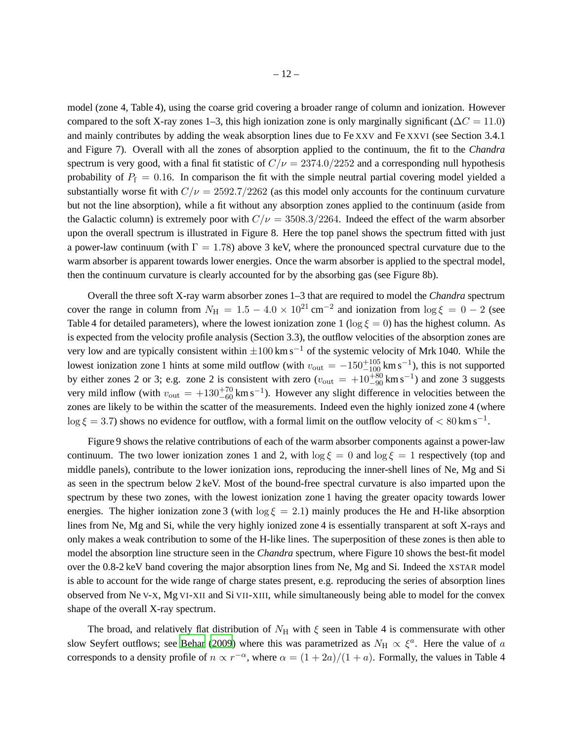model (zone 4, Table 4), using the coarse grid covering a broader range of column and ionization. However compared to the soft X-ray zones 1–3, this high ionization zone is only marginally significant ($\Delta C = 11.0$) and mainly contributes by adding the weak absorption lines due to Fe XXV and Fe XXVI (see Section 3.4.1 and Figure 7). Overall with all the zones of absorption applied to the continuum, the fit to the *Chandra* spectrum is very good, with a final fit statistic of $C/\nu = 2374.0/2252$ and a corresponding null hypothesis probability of $P_{\rm f} = 0.16$. In comparison the fit with the simple neutral partial covering model yielded a substantially worse fit with $C/\nu = 2592.7/2262$ (as this model only accounts for the continuum curvature but not the line absorption), while a fit without any absorption zones applied to the continuum (aside from the Galactic column) is extremely poor with $C/\nu = 3508.3/2264$. Indeed the effect of the warm absorber upon the overall spectrum is illustrated in Figure 8. Here the top panel shows the spectrum fitted with just a power-law continuum (with $\Gamma = 1.78$) above 3 keV, where the pronounced spectral curvature due to the warm absorber is apparent towards lower energies. Once the warm absorber is applied to the spectral model, then the continuum curvature is clearly accounted for by the absorbing gas (see Figure 8b).

Overall the three soft X-ray warm absorber zones 1–3 that are required to model the *Chandra* spectrum cover the range in column from $N_{\rm H} = 1.5 - 4.0 \times 10^{21}\,{\rm cm}^{-2}$ and ionization from $\log \xi = 0 - 2$ (see Table 4 for detailed parameters), where the lowest ionization zone 1 ($\log \xi = 0$) has the highest column. As is expected from the velocity profile analysis (Section 3.3), the outflow velocities of the absorption zones are very low and are typically consistent within $\pm 100\,{\rm km\,s}^{-1}$ of the systemic velocity of Mrk 1040. While the lowest ionization zone 1 hints at some mild outflow (with $v_{\rm out} = -150^{+105}_{-100}\,{\rm km\,s}^{-1}$), this is not supported by either zones 2 or 3; e.g. zone 2 is consistent with zero ($v_{\rm out} = +10^{+80}_{-90}\,{\rm km\,s}^{-1}$) and zone 3 suggests very mild inflow (with $v_{\rm out} = +130^{+70}_{-60}\,{\rm km\,s}^{-1}$). However any slight difference in velocities between the zones are likely to be within the scatter of the measurements. Indeed even the highly ionized zone 4 (where $\log \xi = 3.7$) shows no evidence for outflow, with a formal limit on the outflow velocity of $< 80\,{\rm km\,s}^{-1}$.

Figure 9 shows the relative contributions of each of the warm absorber components against a power-law continuum. The two lower ionization zones 1 and 2, with $\log \xi = 0$ and $\log \xi = 1$ respectively (top and middle panels), contribute to the lower ionization ions, reproducing the inner-shell lines of Ne, Mg and Si as seen in the spectrum below 2 keV. Most of the bound-free spectral curvature is also imparted upon the spectrum by these two zones, with the lowest ionization zone 1 having the greater opacity towards lower energies. The higher ionization zone 3 (with $\log \xi = 2.1$) mainly produces the He and H-like absorption lines from Ne, Mg and Si, while the very highly ionized zone 4 is essentially transparent at soft X-rays and only makes a weak contribution to some of the H-like lines. The superposition of these zones is then able to model the absorption line structure seen in the *Chandra* spectrum, where Figure 10 shows the best-fit model over the 0.8-2 keV band covering the major absorption lines from Ne, Mg and Si. Indeed the XSTAR model is able to account for the wide range of charge states present, e.g. reproducing the series of absorption lines observed from Ne V-X, Mg VI-XII and Si VII-XIII, while simultaneously being able to model for the convex shape of the overall X-ray spectrum.

The broad, and relatively flat distribution of $N_{\rm H}$ with $\xi$ seen in Table 4 is commensurate with other slow Seyfert outflows; see Behar (2009) where this was parametrized as $N_{\rm H} \propto \xi^{a}$. Here the value of $a$ corresponds to a density profile of $n \propto r^{-\alpha}$, where $\alpha = (1 + 2a)/(1 + a)$. Formally, the values in Table 4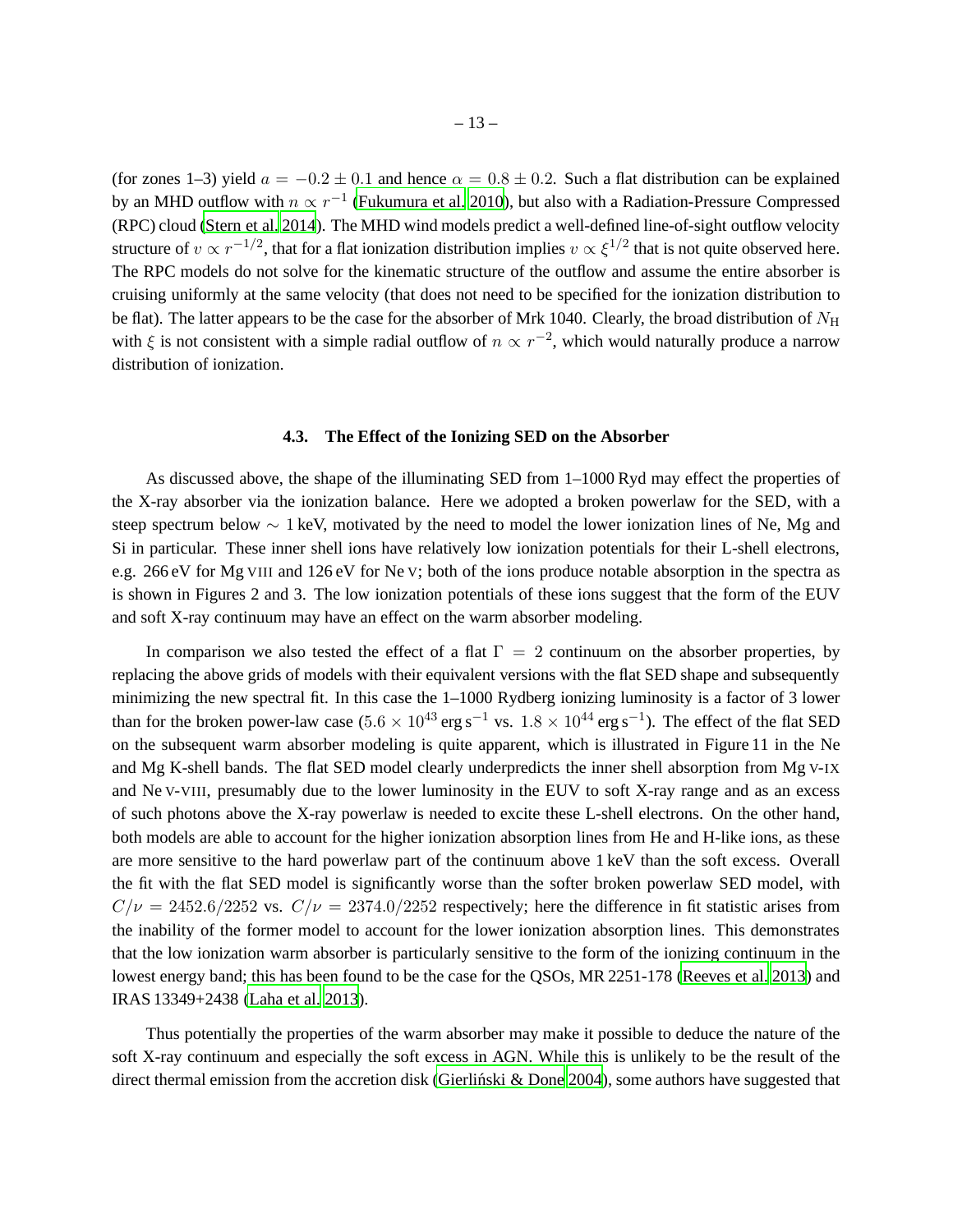(for zones 1–3) yield $a = -0.2 \pm 0.1$ and hence $\alpha = 0.8 \pm 0.2$. Such a flat distribution can be explained by an MHD outflow with $n \propto r^{-1}$ (Fukumura et al. 2010), but also with a Radiation-Pressure Compressed (RPC) cloud (Stern et al. 2014). The MHD wind models predict a well-defined line-of-sight outflow velocity structure of $v \propto r^{-1/2}$, that for a flat ionization distribution implies $v \propto \xi^{1/2}$ that is not quite observed here. The RPC models do not solve for the kinematic structure of the outflow and assume the entire absorber is cruising uniformly at the same velocity (that does not need to be specified for the ionization distribution to be flat). The latter appears to be the case for the absorber of Mrk 1040. Clearly, the broad distribution of $N_{\rm H}$ with $\xi$ is not consistent with a simple radial outflow of $n \propto r^{-2}$, which would naturally produce a narrow distribution of ionization.

### 4.3. The Effect of the Ionizing SED on the Absorber

As discussed above, the shape of the illuminating SED from 1–1000 Ryd may effect the properties of the X-ray absorber via the ionization balance. Here we adopted a broken powerlaw for the SED, with a steep spectrum below $\sim 1$ keV, motivated by the need to model the lower ionization lines of Ne, Mg and Si in particular. These inner shell ions have relatively low ionization potentials for their L-shell electrons, e.g. 266 eV for Mg VIII and 126 eV for Ne V; both of the ions produce notable absorption in the spectra as is shown in Figures 2 and 3. The low ionization potentials of these ions suggest that the form of the EUV and soft X-ray continuum may have an effect on the warm absorber modeling.

In comparison we also tested the effect of a flat $\Gamma = 2$ continuum on the absorber properties, by replacing the above grids of models with their equivalent versions with the flat SED shape and subsequently minimizing the new spectral fit. In this case the 1–1000 Rydberg ionizing luminosity is a factor of 3 lower than for the broken power-law case ($5.6 \times 10^{43}\,\mathrm{erg\,s^{-1}}$ vs. $1.8 \times 10^{44}\,\mathrm{erg\,s^{-1}}$). The effect of the flat SED on the subsequent warm absorber modeling is quite apparent, which is illustrated in Figure 11 in the Ne and Mg K-shell bands. The flat SED model clearly underpredicts the inner shell absorption from Mg V-IX and Ne V-VIII, presumably due to the lower luminosity in the EUV to soft X-ray range and as an excess of such photons above the X-ray powerlaw is needed to excite these L-shell electrons. On the other hand, both models are able to account for the higher ionization absorption lines from He and H-like ions, as these are more sensitive to the hard powerlaw part of the continuum above 1 keV than the soft excess. Overall the fit with the flat SED model is significantly worse than the softer broken powerlaw SED model, with $C/\nu = 2452.6/2252$ vs. $C/\nu = 2374.0/2252$ respectively; here the difference in fit statistic arises from the inability of the former model to account for the lower ionization absorption lines. This demonstrates that the low ionization warm absorber is particularly sensitive to the form of the ionizing continuum in the lowest energy band; this has been found to be the case for the QSOs, MR 2251-178 (Reeves et al. 2013) and IRAS 13349+2438 (Laha et al. 2013).

Thus potentially the properties of the warm absorber may make it possible to deduce the nature of the soft X-ray continuum and especially the soft excess in AGN. While this is unlikely to be the result of the direct thermal emission from the accretion disk (Gierliński & Done 2004), some authors have suggested that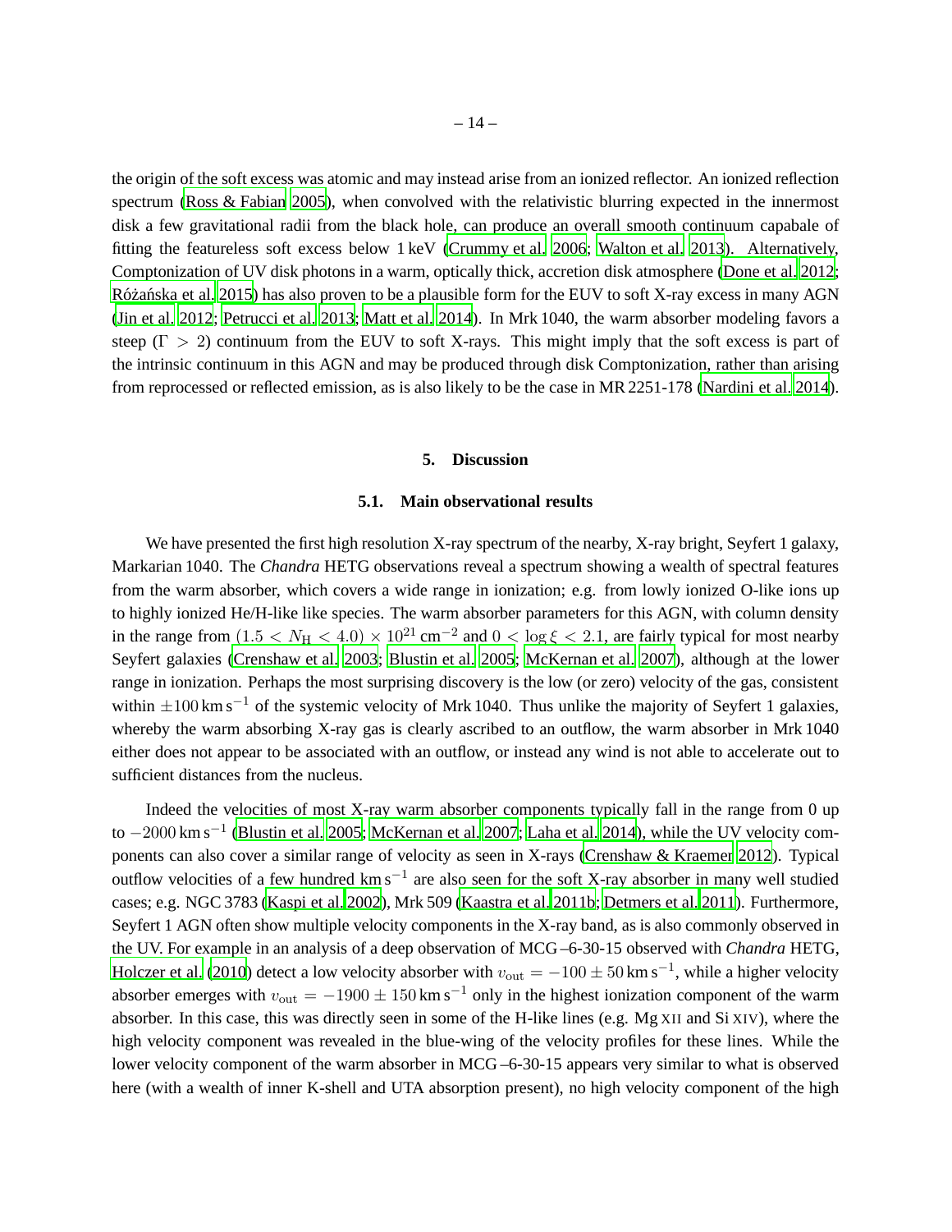the origin of the soft excess was atomic and may instead arise from an ionized reflector. An ionized reflection spectrum (Ross & Fabian 2005), when convolved with the relativistic blurring expected in the innermost disk a few gravitational radii from the black hole, can produce an overall smooth continuum capabale of fitting the featureless soft excess below 1 keV (Crummy et al. 2006; Walton et al. 2013). Alternatively, Comptonization of UV disk photons in a warm, optically thick, accretion disk atmosphere (Done et al. 2012; Różańska et al. 2015) has also proven to be a plausible form for the EUV to soft X-ray excess in many AGN (Jin et al. 2012; Petrucci et al. 2013; Matt et al. 2014). In Mrk 1040, the warm absorber modeling favors a steep ($\Gamma > 2$) continuum from the EUV to soft X-rays. This might imply that the soft excess is part of the intrinsic continuum in this AGN and may be produced through disk Comptonization, rather than arising from reprocessed or reflected emission, as is also likely to be the case in MR 2251-178 (Nardini et al. 2014).

## 5. Discussion

### 5.1. Main observational results

We have presented the first high resolution X-ray spectrum of the nearby, X-ray bright, Seyfert 1 galaxy, Markarian 1040. The *Chandra* HETG observations reveal a spectrum showing a wealth of spectral features from the warm absorber, which covers a wide range in ionization; e.g. from lowly ionized O-like ions up to highly ionized He/H-like like species. The warm absorber parameters for this AGN, with column density in the range from $(1.5 < N_{\rm H} < 4.0) \times 10^{21}\,{\rm cm}^{-2}$ and $0 < \log \xi < 2.1$, are fairly typical for most nearby Seyfert galaxies (Crenshaw et al. 2003; Blustin et al. 2005; McKernan et al. 2007), although at the lower range in ionization. Perhaps the most surprising discovery is the low (or zero) velocity of the gas, consistent within $\pm 100\,{\rm km\,s}^{-1}$ of the systemic velocity of Mrk 1040. Thus unlike the majority of Seyfert 1 galaxies, whereby the warm absorbing X-ray gas is clearly ascribed to an outflow, the warm absorber in Mrk 1040 either does not appear to be associated with an outflow, or instead any wind is not able to accelerate out to sufficient distances from the nucleus.

Indeed the velocities of most X-ray warm absorber components typically fall in the range from 0 up to $-2000\,{\rm km\,s}^{-1}$ (Blustin et al. 2005; McKernan et al. 2007; Laha et al. 2014), while the UV velocity components can also cover a similar range of velocity as seen in X-rays (Crenshaw & Kraemer 2012). Typical outflow velocities of a few hundred ${\rm km\,s}^{-1}$ are also seen for the soft X-ray absorber in many well studied cases; e.g. NGC 3783 (Kaspi et al. 2002), Mrk 509 (Kaastra et al. 2011b; Detmers et al. 2011). Furthermore, Seyfert 1 AGN often show multiple velocity components in the X-ray band, as is also commonly observed in the UV. For example in an analysis of a deep observation of MCG –6-30-15 observed with *Chandra* HETG, Holczer et al. (2010) detect a low velocity absorber with $v_{\rm out} = -100 \pm 50\,{\rm km\,s}^{-1}$, while a higher velocity absorber emerges with $v_{\rm out} = -1900 \pm 150\,{\rm km\,s}^{-1}$ only in the highest ionization component of the warm absorber. In this case, this was directly seen in some of the H-like lines (e.g. Mg XII and Si XIV), where the high velocity component was revealed in the blue-wing of the velocity profiles for these lines. While the lower velocity component of the warm absorber in MCG –6-30-15 appears very similar to what is observed here (with a wealth of inner K-shell and UTA absorption present), no high velocity component of the high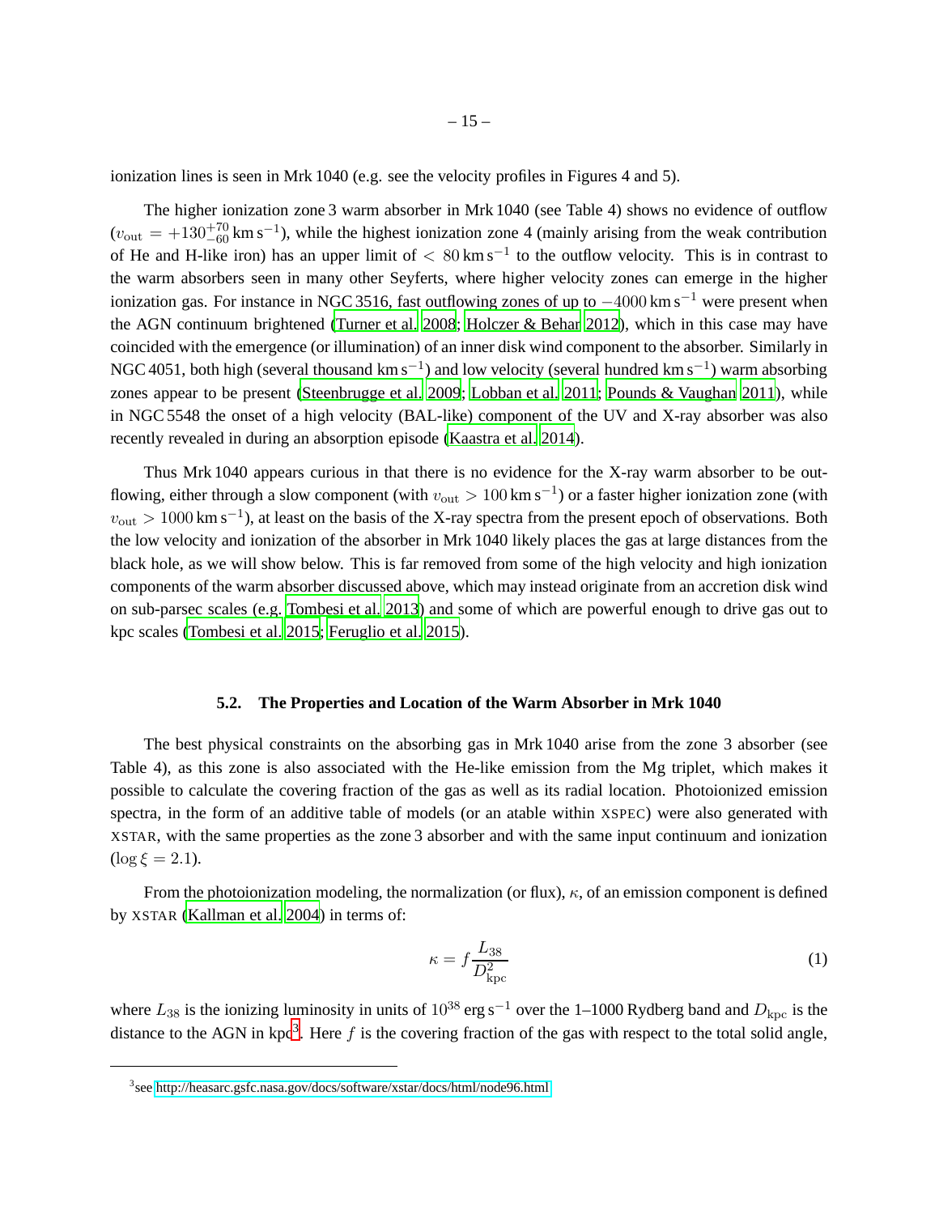ionization lines is seen in Mrk 1040 (e.g. see the velocity profiles in Figures 4 and 5).

The higher ionization zone 3 warm absorber in Mrk 1040 (see Table 4) shows no evidence of outflow ($v_{\rm out} = +130^{+70}_{-60}\,{\rm km\,s^{-1}}$), while the highest ionization zone 4 (mainly arising from the weak contribution of He and H-like iron) has an upper limit of $< 80\,{\rm km\,s^{-1}}$ to the outflow velocity. This is in contrast to the warm absorbers seen in many other Seyferts, where higher velocity zones can emerge in the higher ionization gas. For instance in NGC 3516, fast outflowing zones of up to $-4000\,{\rm km\,s^{-1}}$ were present when the AGN continuum brightened (Turner et al. 2008; Holczer & Behar 2012), which in this case may have coincided with the emergence (or illumination) of an inner disk wind component to the absorber. Similarly in NGC 4051, both high (several thousand ${\rm km\,s^{-1}}$) and low velocity (several hundred ${\rm km\,s^{-1}}$) warm absorbing zones appear to be present (Steenbrugge et al. 2009; Lobban et al. 2011; Pounds & Vaughan 2011), while in NGC 5548 the onset of a high velocity (BAL-like) component of the UV and X-ray absorber was also recently revealed in during an absorption episode (Kaastra et al. 2014).

Thus Mrk 1040 appears curious in that there is no evidence for the X-ray warm absorber to be outflowing, either through a slow component (with $v_{\rm out} > 100\,{\rm km\,s^{-1}}$) or a faster higher ionization zone (with $v_{\rm out} > 1000\,{\rm km\,s^{-1}}$), at least on the basis of the X-ray spectra from the present epoch of observations. Both the low velocity and ionization of the absorber in Mrk 1040 likely places the gas at large distances from the black hole, as we will show below. This is far removed from some of the high velocity and high ionization components of the warm absorber discussed above, which may instead originate from an accretion disk wind on sub-parsec scales (e.g. Tombesi et al. 2013) and some of which are powerful enough to drive gas out to kpc scales (Tombesi et al. 2015; Feruglio et al. 2015).

### 5.2. The Properties and Location of the Warm Absorber in Mrk 1040

The best physical constraints on the absorbing gas in Mrk 1040 arise from the zone 3 absorber (see Table 4), as this zone is also associated with the He-like emission from the Mg triplet, which makes it possible to calculate the covering fraction of the gas as well as its radial location. Photoionized emission spectra, in the form of an additive table of models (or an atable within XSPEC) were also generated with XSTAR, with the same properties as the zone 3 absorber and with the same input continuum and ionization ($\log \xi = 2.1$).

From the photoionization modeling, the normalization (or flux), $\kappa$, of an emission component is defined by XSTAR (Kallman et al. 2004) in terms of:

$$\kappa = f \frac{L_{38}}{D_{\rm kpc}^{2}} \tag{1}$$

where $L_{38}$ is the ionizing luminosity in units of $10^{38}\,{\rm erg\,s^{-1}}$ over the 1–1000 Rydberg band and $D_{\rm kpc}$ is the distance to the AGN in kpc[3]. Here $f$ is the covering fraction of the gas with respect to the total solid angle,

[3] see http://heasarc.gsfc.nasa.gov/docs/software/xstar/docs/html/node96.html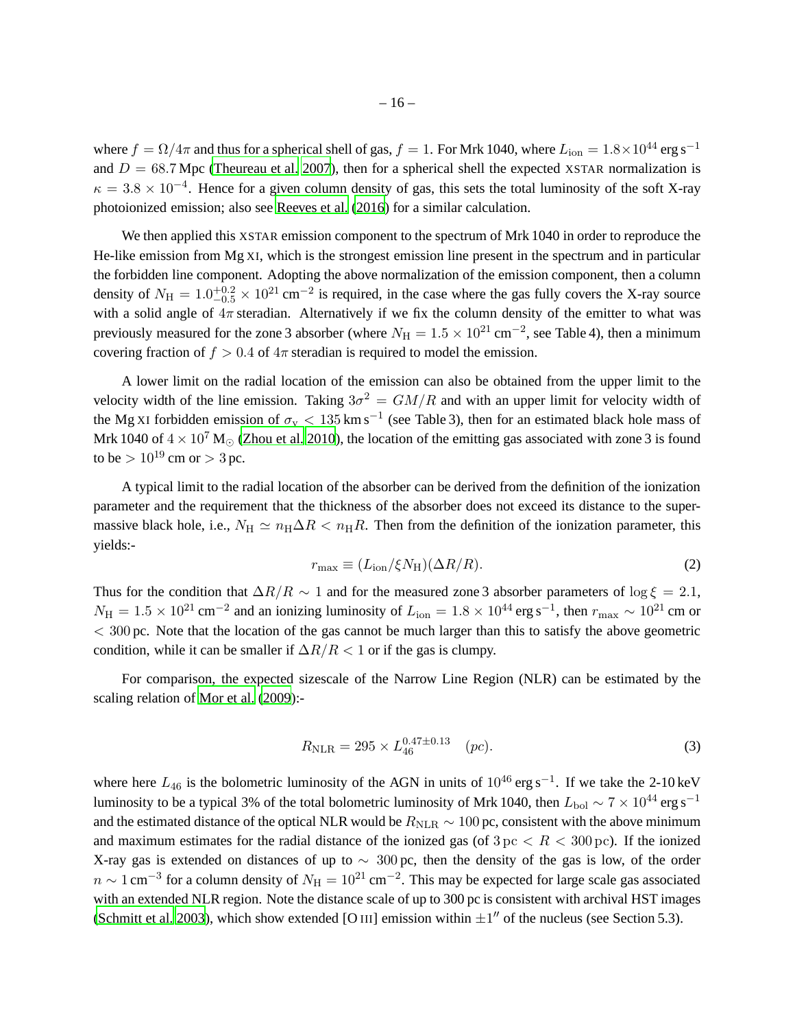where $f = \Omega/4\pi$ and thus for a spherical shell of gas, $f = 1$. For Mrk 1040, where $L_{\rm ion} = 1.8 \times 10^{44}$ erg s$^{-1}$ and $D = 68.7$ Mpc (Theureau et al. 2007), then for a spherical shell the expected XSTAR normalization is $\kappa = 3.8 \times 10^{-4}$. Hence for a given column density of gas, this sets the total luminosity of the soft X-ray photoionized emission; also see Reeves et al. (2016) for a similar calculation.

We then applied this XSTAR emission component to the spectrum of Mrk 1040 in order to reproduce the He-like emission from Mg XI, which is the strongest emission line present in the spectrum and in particular the forbidden line component. Adopting the above normalization of the emission component, then a column density of $N_{\rm H} = 1.0^{+0.2}_{-0.5} \times 10^{21}$ cm$^{-2}$ is required, in the case where the gas fully covers the X-ray source with a solid angle of $4\pi$ steradian. Alternatively if we fix the column density of the emitter to what was previously measured for the zone 3 absorber (where $N_{\rm H} = 1.5 \times 10^{21}$ cm$^{-2}$, see Table 4), then a minimum covering fraction of $f > 0.4$ of $4\pi$ steradian is required to model the emission.

A lower limit on the radial location of the emission can also be obtained from the upper limit to the velocity width of the line emission. Taking $3\sigma^2 = GM/R$ and with an upper limit for velocity width of the Mg XI forbidden emission of $\sigma_{\rm v} < 135$ km s$^{-1}$ (see Table 3), then for an estimated black hole mass of Mrk 1040 of $4 \times 10^7$ M$_\odot$ (Zhou et al. 2010), the location of the emitting gas associated with zone 3 is found to be $> 10^{19}$ cm or $> 3$ pc.

A typical limit to the radial location of the absorber can be derived from the definition of the ionization parameter and the requirement that the thickness of the absorber does not exceed its distance to the supermassive black hole, i.e., $N_{\rm H} \simeq n_{\rm H}\Delta R < n_{\rm H}R$. Then from the definition of the ionization parameter, this yields:-

$$r_{\rm max} \equiv (L_{\rm ion}/\xi N_{\rm H})(\Delta R/R). \tag{2}$$

Thus for the condition that $\Delta R/R \sim 1$ and for the measured zone 3 absorber parameters of $\log \xi = 2.1$, $N_{\rm H} = 1.5 \times 10^{21}$ cm$^{-2}$ and an ionizing luminosity of $L_{\rm ion} = 1.8 \times 10^{44}$ erg s$^{-1}$, then $r_{\rm max} \sim 10^{21}$ cm or $< 300$ pc. Note that the location of the gas cannot be much larger than this to satisfy the above geometric condition, while it can be smaller if $\Delta R/R < 1$ or if the gas is clumpy.

For comparison, the expected sizescale of the Narrow Line Region (NLR) can be estimated by the scaling relation of Mor et al. (2009):-

$$R_{\rm NLR} = 295 \times L_{46}^{0.47 \pm 0.13} \quad (pc). \tag{3}$$

where here $L_{46}$ is the bolometric luminosity of the AGN in units of $10^{46}$ erg s$^{-1}$. If we take the 2-10 keV luminosity to be a typical 3% of the total bolometric luminosity of Mrk 1040, then $L_{\rm bol} \sim 7 \times 10^{44}$ erg s$^{-1}$ and the estimated distance of the optical NLR would be $R_{\rm NLR} \sim 100$ pc, consistent with the above minimum and maximum estimates for the radial distance of the ionized gas (of $3\,{\rm pc} < R < 300\,{\rm pc}$). If the ionized X-ray gas is extended on distances of up to $\sim 300$ pc, then the density of the gas is low, of the order $n \sim 1$ cm$^{-3}$ for a column density of $N_{\rm H} = 10^{21}$ cm$^{-2}$. This may be expected for large scale gas associated with an extended NLR region. Note the distance scale of up to 300 pc is consistent with archival HST images (Schmitt et al. 2003), which show extended [O III] emission within $\pm 1''$ of the nucleus (see Section 5.3).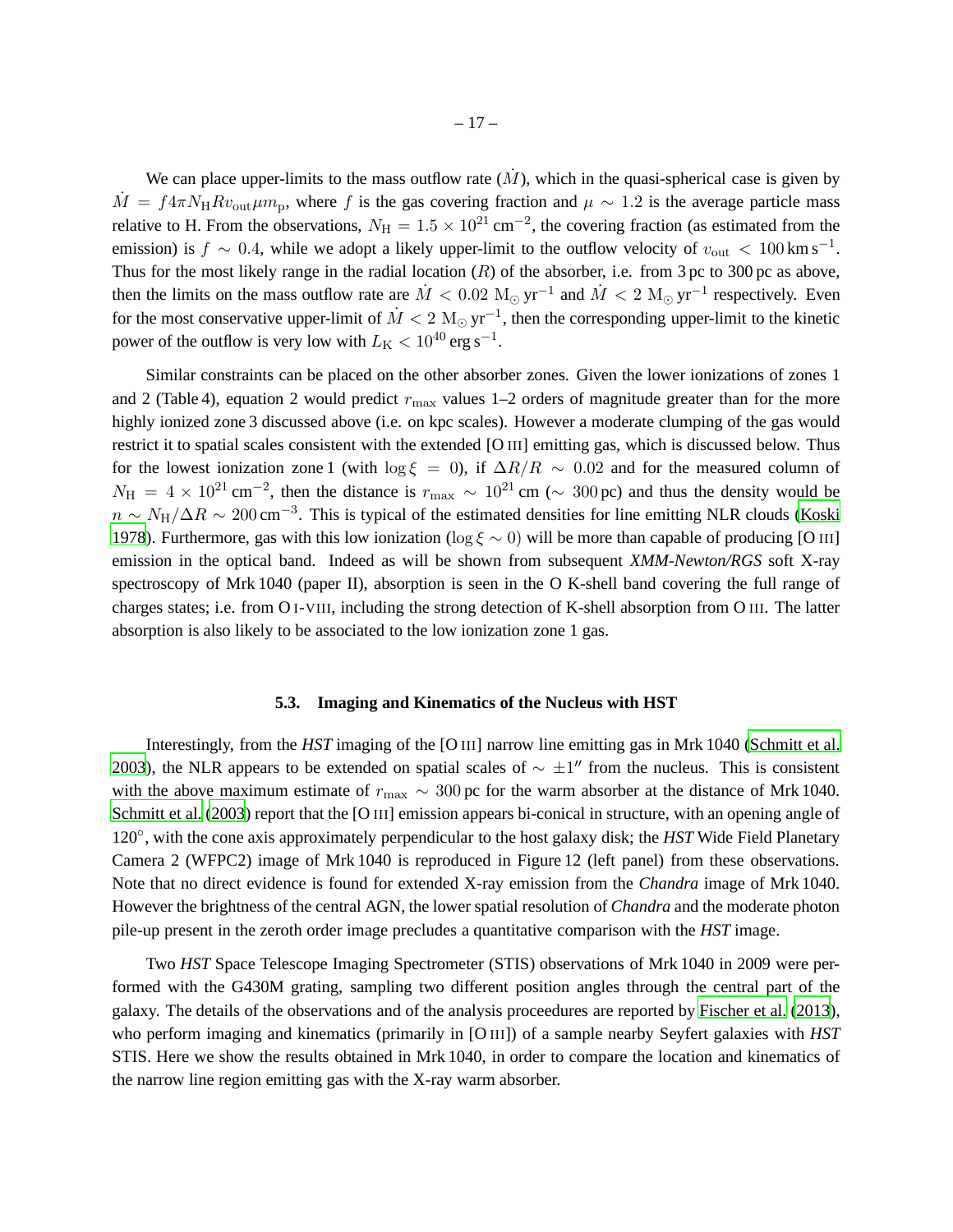We can place upper-limits to the mass outflow rate ($\dot{M}$), which in the quasi-spherical case is given by $\dot{M} = f 4\pi N_{\rm H} R v_{\rm out} \mu m_{\rm p}$, where $f$ is the gas covering fraction and $\mu \sim 1.2$ is the average particle mass relative to H. From the observations, $N_{\rm H} = 1.5 \times 10^{21}\,{\rm cm}^{-2}$, the covering fraction (as estimated from the emission) is $f \sim 0.4$, while we adopt a likely upper-limit to the outflow velocity of $v_{\rm out} < 100\,{\rm km\,s}^{-1}$. Thus for the most likely range in the radial location ($R$) of the absorber, i.e. from 3 pc to 300 pc as above, then the limits on the mass outflow rate are $\dot{M} < 0.02\ {\rm M}_{\odot}\,{\rm yr}^{-1}$ and $\dot{M} < 2\ {\rm M}_{\odot}\,{\rm yr}^{-1}$ respectively. Even for the most conservative upper-limit of $\dot{M} < 2\ {\rm M}_{\odot}\,{\rm yr}^{-1}$, then the corresponding upper-limit to the kinetic power of the outflow is very low with $L_{\rm K} < 10^{40}\,{\rm erg\,s}^{-1}$.

Similar constraints can be placed on the other absorber zones. Given the lower ionizations of zones 1 and 2 (Table 4), equation 2 would predict $r_{\rm max}$ values 1–2 orders of magnitude greater than for the more highly ionized zone 3 discussed above (i.e. on kpc scales). However a moderate clumping of the gas would restrict it to spatial scales consistent with the extended [O III] emitting gas, which is discussed below. Thus for the lowest ionization zone 1 (with $\log \xi = 0$), if $\Delta R/R \sim 0.02$ and for the measured column of $N_{\rm H} = 4 \times 10^{21}\,{\rm cm}^{-2}$, then the distance is $r_{\rm max} \sim 10^{21}\,{\rm cm}$ ($\sim 300\,{\rm pc}$) and thus the density would be $n \sim N_{\rm H}/\Delta R \sim 200\,{\rm cm}^{-3}$. This is typical of the estimated densities for line emitting NLR clouds (Koski 1978). Furthermore, gas with this low ionization ($\log \xi \sim 0$) will be more than capable of producing [O III] emission in the optical band. Indeed as will be shown from subsequent *XMM-Newton/RGS* soft X-ray spectroscopy of Mrk 1040 (paper II), absorption is seen in the O K-shell band covering the full range of charges states; i.e. from O I-VIII, including the strong detection of K-shell absorption from O III. The latter absorption is also likely to be associated to the low ionization zone 1 gas.

### 5.3. Imaging and Kinematics of the Nucleus with HST

Interestingly, from the *HST* imaging of the [O III] narrow line emitting gas in Mrk 1040 (Schmitt et al. 2003), the NLR appears to be extended on spatial scales of $\sim \pm 1''$ from the nucleus. This is consistent with the above maximum estimate of $r_{\rm max} \sim 300\,{\rm pc}$ for the warm absorber at the distance of Mrk 1040. Schmitt et al. (2003) report that the [O III] emission appears bi-conical in structure, with an opening angle of $120^{\circ}$, with the cone axis approximately perpendicular to the host galaxy disk; the *HST* Wide Field Planetary Camera 2 (WFPC2) image of Mrk 1040 is reproduced in Figure 12 (left panel) from these observations. Note that no direct evidence is found for extended X-ray emission from the *Chandra* image of Mrk 1040. However the brightness of the central AGN, the lower spatial resolution of *Chandra* and the moderate photon pile-up present in the zeroth order image precludes a quantitative comparison with the *HST* image.

Two *HST* Space Telescope Imaging Spectrometer (STIS) observations of Mrk 1040 in 2009 were performed with the G430M grating, sampling two different position angles through the central part of the galaxy. The details of the observations and of the analysis proceedures are reported by Fischer et al. (2013), who perform imaging and kinematics (primarily in [O III]) of a sample nearby Seyfert galaxies with *HST* STIS. Here we show the results obtained in Mrk 1040, in order to compare the location and kinematics of the narrow line region emitting gas with the X-ray warm absorber.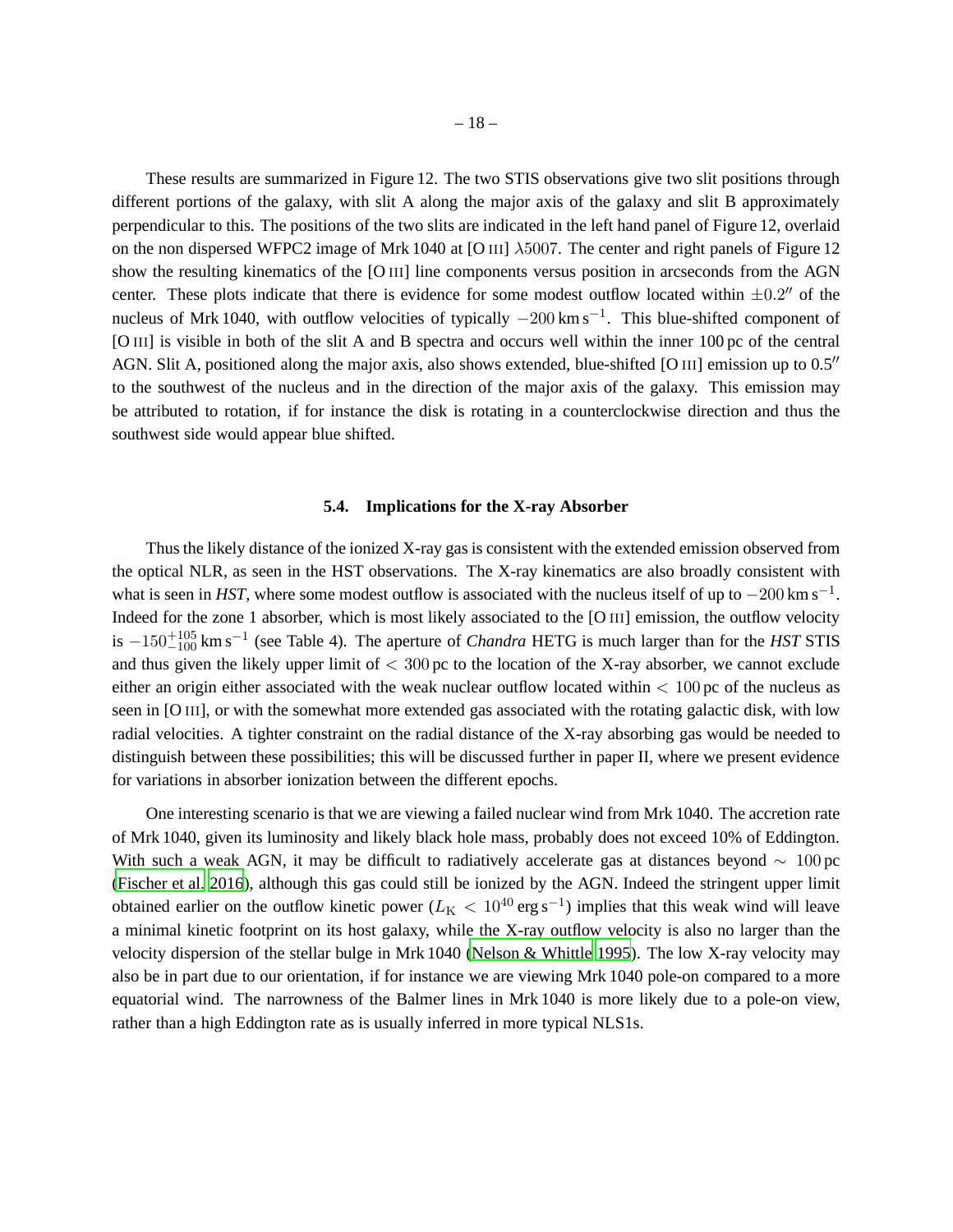These results are summarized in Figure 12. The two STIS observations give two slit positions through different portions of the galaxy, with slit A along the major axis of the galaxy and slit B approximately perpendicular to this. The positions of the two slits are indicated in the left hand panel of Figure 12, overlaid on the non dispersed WFPC2 image of Mrk 1040 at [O III] $\lambda 5007$. The center and right panels of Figure 12 show the resulting kinematics of the [O III] line components versus position in arcseconds from the AGN center. These plots indicate that there is evidence for some modest outflow located within $\pm 0.2''$ of the nucleus of Mrk 1040, with outflow velocities of typically $-200\,\mathrm{km\,s^{-1}}$. This blue-shifted component of [O III] is visible in both of the slit A and B spectra and occurs well within the inner 100 pc of the central AGN. Slit A, positioned along the major axis, also shows extended, blue-shifted [O III] emission up to $0.5''$ to the southwest of the nucleus and in the direction of the major axis of the galaxy. This emission may be attributed to rotation, if for instance the disk is rotating in a counterclockwise direction and thus the southwest side would appear blue shifted.

### 5.4. Implications for the X-ray Absorber

Thus the likely distance of the ionized X-ray gas is consistent with the extended emission observed from the optical NLR, as seen in the HST observations. The X-ray kinematics are also broadly consistent with what is seen in *HST*, where some modest outflow is associated with the nucleus itself of up to $-200\,\mathrm{km\,s^{-1}}$. Indeed for the zone 1 absorber, which is most likely associated to the [O III] emission, the outflow velocity is $-150^{+105}_{-100}\,\mathrm{km\,s^{-1}}$ (see Table 4). The aperture of *Chandra* HETG is much larger than for the *HST* STIS and thus given the likely upper limit of $< 300$ pc to the location of the X-ray absorber, we cannot exclude either an origin either associated with the weak nuclear outflow located within $< 100$ pc of the nucleus as seen in [O III], or with the somewhat more extended gas associated with the rotating galactic disk, with low radial velocities. A tighter constraint on the radial distance of the X-ray absorbing gas would be needed to distinguish between these possibilities; this will be discussed further in paper II, where we present evidence for variations in absorber ionization between the different epochs.

One interesting scenario is that we are viewing a failed nuclear wind from Mrk 1040. The accretion rate of Mrk 1040, given its luminosity and likely black hole mass, probably does not exceed 10% of Eddington. With such a weak AGN, it may be difficult to radiatively accelerate gas at distances beyond $\sim 100$ pc (Fischer et al. 2016), although this gas could still be ionized by the AGN. Indeed the stringent upper limit obtained earlier on the outflow kinetic power ($L_{\mathrm{K}} < 10^{40}\,\mathrm{erg\,s^{-1}}$) implies that this weak wind will leave a minimal kinetic footprint on its host galaxy, while the X-ray outflow velocity is also no larger than the velocity dispersion of the stellar bulge in Mrk 1040 (Nelson & Whittle 1995). The low X-ray velocity may also be in part due to our orientation, if for instance we are viewing Mrk 1040 pole-on compared to a more equatorial wind. The narrowness of the Balmer lines in Mrk 1040 is more likely due to a pole-on view, rather than a high Eddington rate as is usually inferred in more typical NLS1s.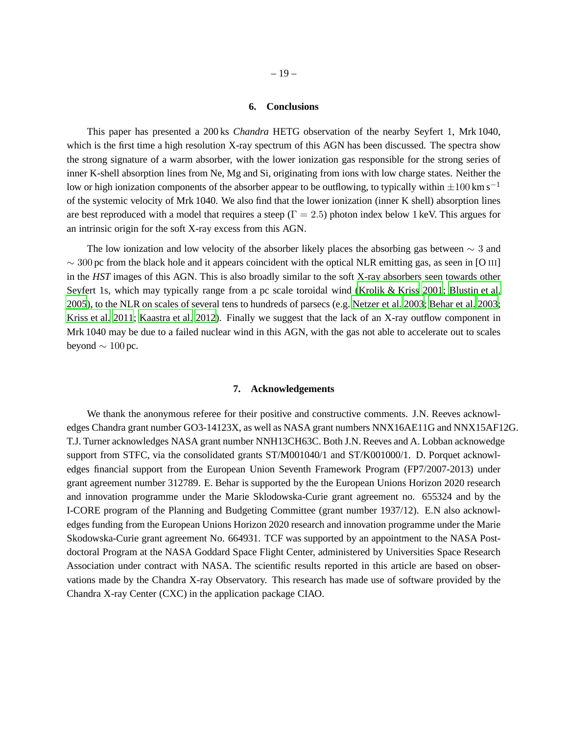## 6. Conclusions

This paper has presented a 200 ks *Chandra* HETG observation of the nearby Seyfert 1, Mrk 1040, which is the first time a high resolution X-ray spectrum of this AGN has been discussed. The spectra show the strong signature of a warm absorber, with the lower ionization gas responsible for the strong series of inner K-shell absorption lines from Ne, Mg and Si, originating from ions with low charge states. Neither the low or high ionization components of the absorber appear to be outflowing, to typically within $\pm 100\,\mathrm{km\,s^{-1}}$ of the systemic velocity of Mrk 1040. We also find that the lower ionization (inner K shell) absorption lines are best reproduced with a model that requires a steep ($\Gamma = 2.5$) photon index below 1 keV. This argues for an intrinsic origin for the soft X-ray excess from this AGN.

The low ionization and low velocity of the absorber likely places the absorbing gas between $\sim 3$ and $\sim 300$ pc from the black hole and it appears coincident with the optical NLR emitting gas, as seen in [O III] in the *HST* images of this AGN. This is also broadly similar to the soft X-ray absorbers seen towards other Seyfert 1s, which may typically range from a pc scale toroidal wind (Krolik & Kriss 2001; Blustin et al. 2005), to the NLR on scales of several tens to hundreds of parsecs (e.g. Netzer et al. 2003; Behar et al. 2003; Kriss et al. 2011; Kaastra et al. 2012). Finally we suggest that the lack of an X-ray outflow component in Mrk 1040 may be due to a failed nuclear wind in this AGN, with the gas not able to accelerate out to scales beyond $\sim 100$ pc.

## 7. Acknowledgements

We thank the anonymous referee for their positive and constructive comments. J.N. Reeves acknowledges Chandra grant number GO3-14123X, as well as NASA grant numbers NNX16AE11G and NNX15AF12G. T.J. Turner acknowledges NASA grant number NNH13CH63C. Both J.N. Reeves and A. Lobban acknowedge support from STFC, via the consolidated grants ST/M001040/1 and ST/K001000/1. D. Porquet acknowledges financial support from the European Union Seventh Framework Program (FP7/2007-2013) under grant agreement number 312789. E. Behar is supported by the the European Unions Horizon 2020 research and innovation programme under the Marie Sklodowska-Curie grant agreement no. 655324 and by the I-CORE program of the Planning and Budgeting Committee (grant number 1937/12). E.N also acknowledges funding from the European Unions Horizon 2020 research and innovation programme under the Marie Skodowska-Curie grant agreement No. 664931. TCF was supported by an appointment to the NASA Postdoctoral Program at the NASA Goddard Space Flight Center, administered by Universities Space Research Association under contract with NASA. The scientific results reported in this article are based on observations made by the Chandra X-ray Observatory. This research has made use of software provided by the Chandra X-ray Center (CXC) in the application package CIAO.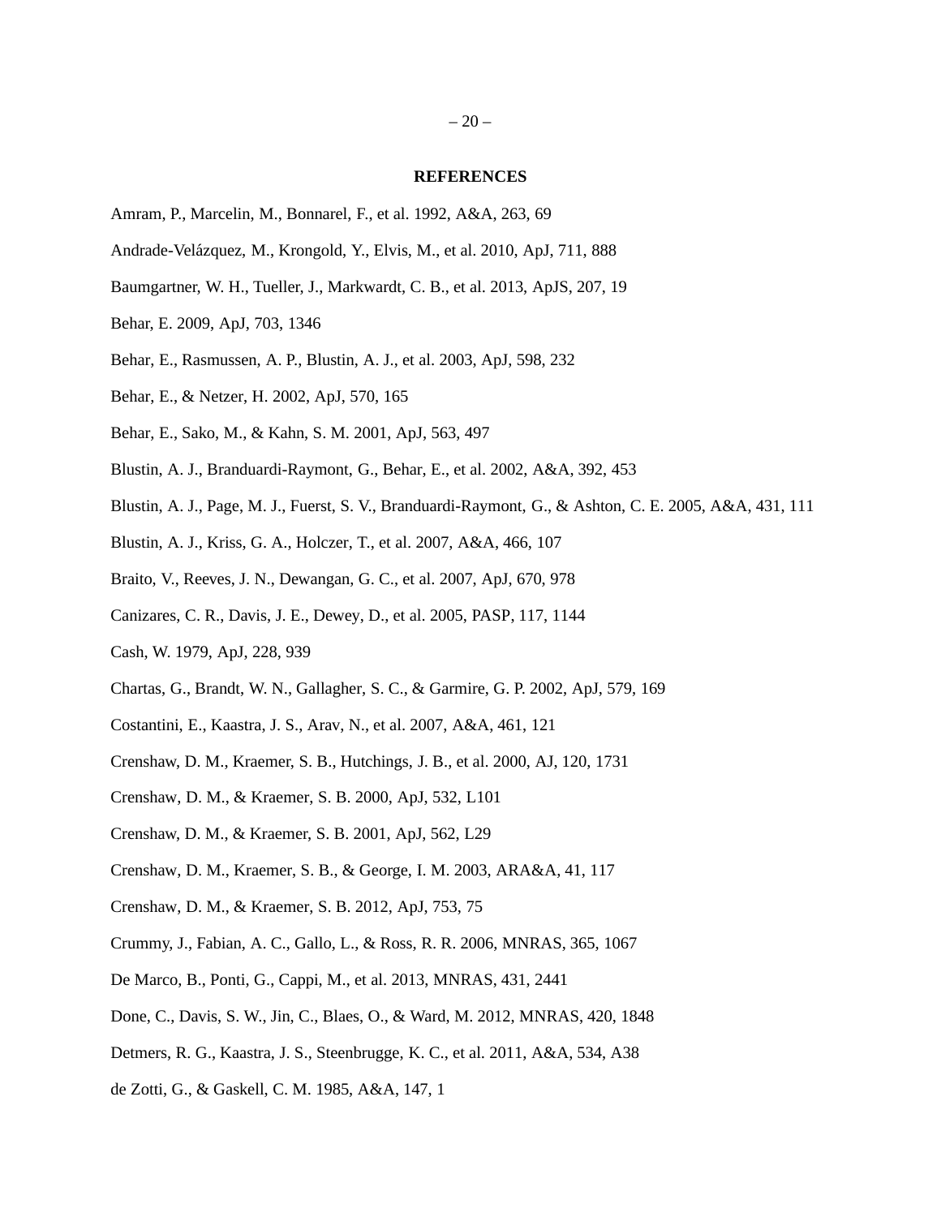## REFERENCES

Amram, P., Marcelin, M., Bonnarel, F., et al. 1992, A&A, 263, 69

Andrade-Velázquez, M., Krongold, Y., Elvis, M., et al. 2010, ApJ, 711, 888

Baumgartner, W. H., Tueller, J., Markwardt, C. B., et al. 2013, ApJS, 207, 19

Behar, E. 2009, ApJ, 703, 1346

Behar, E., Rasmussen, A. P., Blustin, A. J., et al. 2003, ApJ, 598, 232

Behar, E., & Netzer, H. 2002, ApJ, 570, 165

Behar, E., Sako, M., & Kahn, S. M. 2001, ApJ, 563, 497

Blustin, A. J., Branduardi-Raymont, G., Behar, E., et al. 2002, A&A, 392, 453

Blustin, A. J., Page, M. J., Fuerst, S. V., Branduardi-Raymont, G., & Ashton, C. E. 2005, A&A, 431, 111

Blustin, A. J., Kriss, G. A., Holczer, T., et al. 2007, A&A, 466, 107

Braito, V., Reeves, J. N., Dewangan, G. C., et al. 2007, ApJ, 670, 978

Canizares, C. R., Davis, J. E., Dewey, D., et al. 2005, PASP, 117, 1144

Cash, W. 1979, ApJ, 228, 939

Chartas, G., Brandt, W. N., Gallagher, S. C., & Garmire, G. P. 2002, ApJ, 579, 169

Costantini, E., Kaastra, J. S., Arav, N., et al. 2007, A&A, 461, 121

Crenshaw, D. M., Kraemer, S. B., Hutchings, J. B., et al. 2000, AJ, 120, 1731

Crenshaw, D. M., & Kraemer, S. B. 2000, ApJ, 532, L101

Crenshaw, D. M., & Kraemer, S. B. 2001, ApJ, 562, L29

Crenshaw, D. M., Kraemer, S. B., & George, I. M. 2003, ARA&A, 41, 117

Crenshaw, D. M., & Kraemer, S. B. 2012, ApJ, 753, 75

Crummy, J., Fabian, A. C., Gallo, L., & Ross, R. R. 2006, MNRAS, 365, 1067

De Marco, B., Ponti, G., Cappi, M., et al. 2013, MNRAS, 431, 2441

Done, C., Davis, S. W., Jin, C., Blaes, O., & Ward, M. 2012, MNRAS, 420, 1848

Detmers, R. G., Kaastra, J. S., Steenbrugge, K. C., et al. 2011, A&A, 534, A38

de Zotti, G., & Gaskell, C. M. 1985, A&A, 147, 1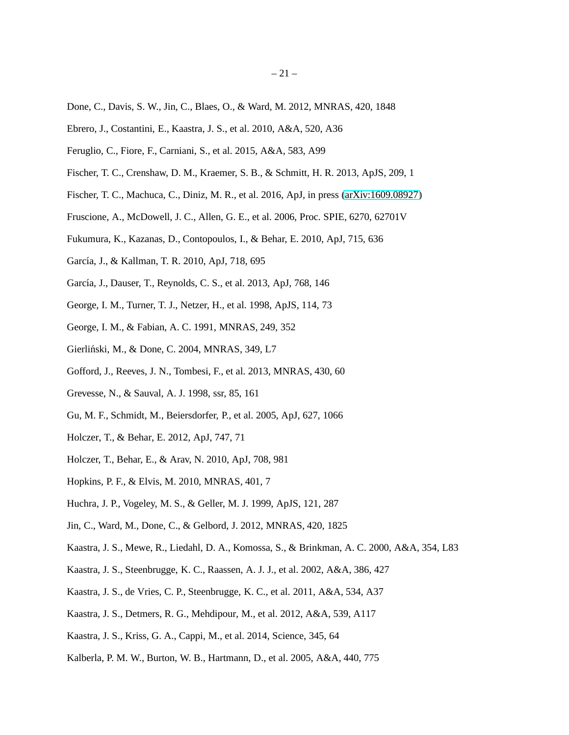Done, C., Davis, S. W., Jin, C., Blaes, O., & Ward, M. 2012, MNRAS, 420, 1848

Ebrero, J., Costantini, E., Kaastra, J. S., et al. 2010, A&A, 520, A36

Feruglio, C., Fiore, F., Carniani, S., et al. 2015, A&A, 583, A99

Fischer, T. C., Crenshaw, D. M., Kraemer, S. B., & Schmitt, H. R. 2013, ApJS, 209, 1

Fischer, T. C., Machuca, C., Diniz, M. R., et al. 2016, ApJ, in press (arXiv:1609.08927)

Fruscione, A., McDowell, J. C., Allen, G. E., et al. 2006, Proc. SPIE, 6270, 62701V

Fukumura, K., Kazanas, D., Contopoulos, I., & Behar, E. 2010, ApJ, 715, 636

García, J., & Kallman, T. R. 2010, ApJ, 718, 695

García, J., Dauser, T., Reynolds, C. S., et al. 2013, ApJ, 768, 146

George, I. M., Turner, T. J., Netzer, H., et al. 1998, ApJS, 114, 73

George, I. M., & Fabian, A. C. 1991, MNRAS, 249, 352

Gierliński, M., & Done, C. 2004, MNRAS, 349, L7

Gofford, J., Reeves, J. N., Tombesi, F., et al. 2013, MNRAS, 430, 60

Grevesse, N., & Sauval, A. J. 1998, ssr, 85, 161

Gu, M. F., Schmidt, M., Beiersdorfer, P., et al. 2005, ApJ, 627, 1066

Holczer, T., & Behar, E. 2012, ApJ, 747, 71

Holczer, T., Behar, E., & Arav, N. 2010, ApJ, 708, 981

Hopkins, P. F., & Elvis, M. 2010, MNRAS, 401, 7

Huchra, J. P., Vogeley, M. S., & Geller, M. J. 1999, ApJS, 121, 287

Jin, C., Ward, M., Done, C., & Gelbord, J. 2012, MNRAS, 420, 1825

Kaastra, J. S., Mewe, R., Liedahl, D. A., Komossa, S., & Brinkman, A. C. 2000, A&A, 354, L83

Kaastra, J. S., Steenbrugge, K. C., Raassen, A. J. J., et al. 2002, A&A, 386, 427

Kaastra, J. S., de Vries, C. P., Steenbrugge, K. C., et al. 2011, A&A, 534, A37

Kaastra, J. S., Detmers, R. G., Mehdipour, M., et al. 2012, A&A, 539, A117

Kaastra, J. S., Kriss, G. A., Cappi, M., et al. 2014, Science, 345, 64

Kalberla, P. M. W., Burton, W. B., Hartmann, D., et al. 2005, A&A, 440, 775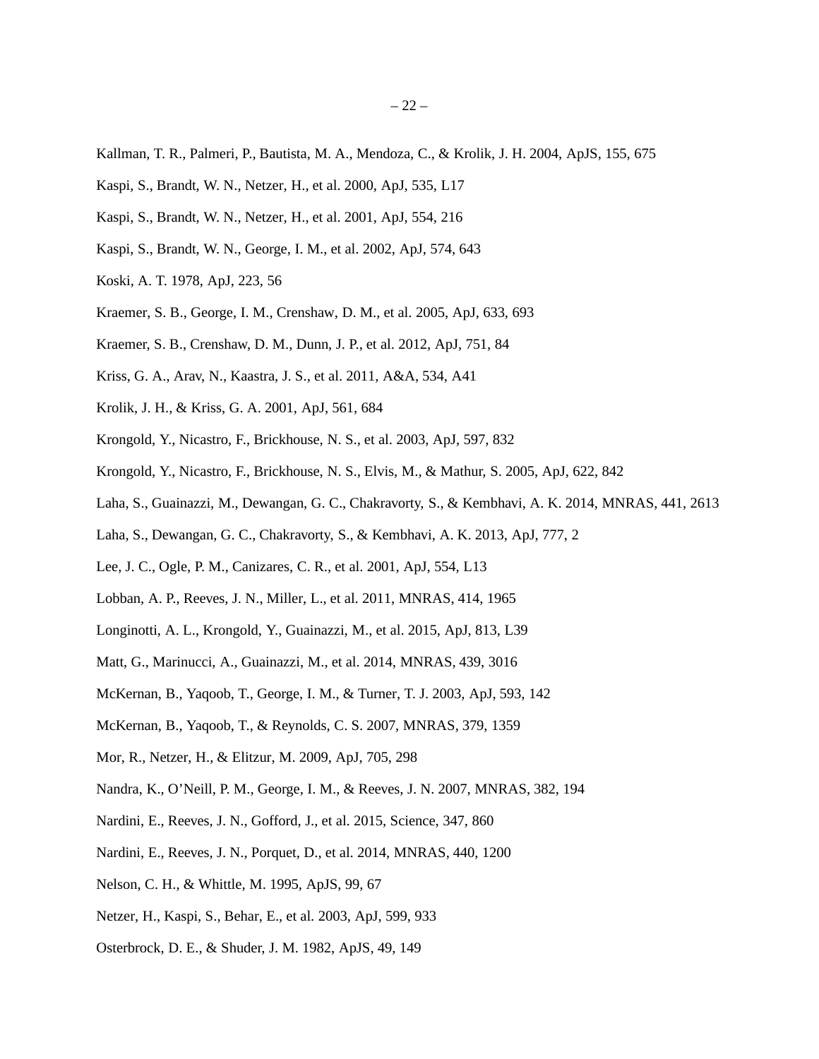Kallman, T. R., Palmeri, P., Bautista, M. A., Mendoza, C., & Krolik, J. H. 2004, ApJS, 155, 675

Kaspi, S., Brandt, W. N., Netzer, H., et al. 2000, ApJ, 535, L17

Kaspi, S., Brandt, W. N., Netzer, H., et al. 2001, ApJ, 554, 216

Kaspi, S., Brandt, W. N., George, I. M., et al. 2002, ApJ, 574, 643

Koski, A. T. 1978, ApJ, 223, 56

Kraemer, S. B., George, I. M., Crenshaw, D. M., et al. 2005, ApJ, 633, 693

Kraemer, S. B., Crenshaw, D. M., Dunn, J. P., et al. 2012, ApJ, 751, 84

Kriss, G. A., Arav, N., Kaastra, J. S., et al. 2011, A&A, 534, A41

Krolik, J. H., & Kriss, G. A. 2001, ApJ, 561, 684

Krongold, Y., Nicastro, F., Brickhouse, N. S., et al. 2003, ApJ, 597, 832

Krongold, Y., Nicastro, F., Brickhouse, N. S., Elvis, M., & Mathur, S. 2005, ApJ, 622, 842

Laha, S., Guainazzi, M., Dewangan, G. C., Chakravorty, S., & Kembhavi, A. K. 2014, MNRAS, 441, 2613

Laha, S., Dewangan, G. C., Chakravorty, S., & Kembhavi, A. K. 2013, ApJ, 777, 2

Lee, J. C., Ogle, P. M., Canizares, C. R., et al. 2001, ApJ, 554, L13

Lobban, A. P., Reeves, J. N., Miller, L., et al. 2011, MNRAS, 414, 1965

Longinotti, A. L., Krongold, Y., Guainazzi, M., et al. 2015, ApJ, 813, L39

Matt, G., Marinucci, A., Guainazzi, M., et al. 2014, MNRAS, 439, 3016

McKernan, B., Yaqoob, T., George, I. M., & Turner, T. J. 2003, ApJ, 593, 142

McKernan, B., Yaqoob, T., & Reynolds, C. S. 2007, MNRAS, 379, 1359

Mor, R., Netzer, H., & Elitzur, M. 2009, ApJ, 705, 298

Nandra, K., O'Neill, P. M., George, I. M., & Reeves, J. N. 2007, MNRAS, 382, 194

Nardini, E., Reeves, J. N., Gofford, J., et al. 2015, Science, 347, 860

Nardini, E., Reeves, J. N., Porquet, D., et al. 2014, MNRAS, 440, 1200

Nelson, C. H., & Whittle, M. 1995, ApJS, 99, 67

Netzer, H., Kaspi, S., Behar, E., et al. 2003, ApJ, 599, 933

Osterbrock, D. E., & Shuder, J. M. 1982, ApJS, 49, 149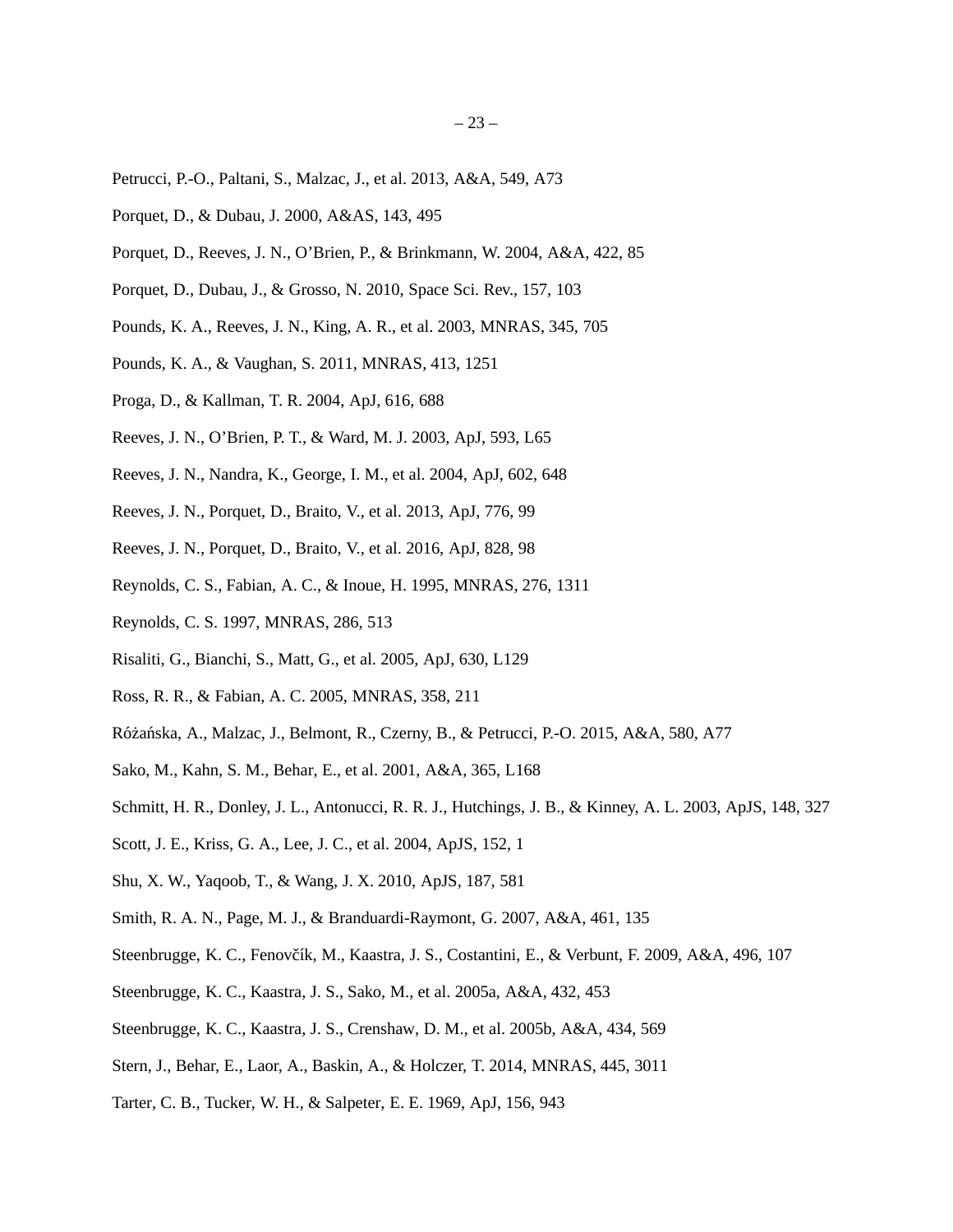Petrucci, P.-O., Paltani, S., Malzac, J., et al. 2013, A&A, 549, A73

Porquet, D., & Dubau, J. 2000, A&AS, 143, 495

Porquet, D., Reeves, J. N., O'Brien, P., & Brinkmann, W. 2004, A&A, 422, 85

Porquet, D., Dubau, J., & Grosso, N. 2010, Space Sci. Rev., 157, 103

Pounds, K. A., Reeves, J. N., King, A. R., et al. 2003, MNRAS, 345, 705

Pounds, K. A., & Vaughan, S. 2011, MNRAS, 413, 1251

Proga, D., & Kallman, T. R. 2004, ApJ, 616, 688

Reeves, J. N., O'Brien, P. T., & Ward, M. J. 2003, ApJ, 593, L65

Reeves, J. N., Nandra, K., George, I. M., et al. 2004, ApJ, 602, 648

Reeves, J. N., Porquet, D., Braito, V., et al. 2013, ApJ, 776, 99

Reeves, J. N., Porquet, D., Braito, V., et al. 2016, ApJ, 828, 98

Reynolds, C. S., Fabian, A. C., & Inoue, H. 1995, MNRAS, 276, 1311

Reynolds, C. S. 1997, MNRAS, 286, 513

Risaliti, G., Bianchi, S., Matt, G., et al. 2005, ApJ, 630, L129

Ross, R. R., & Fabian, A. C. 2005, MNRAS, 358, 211

Różańska, A., Malzac, J., Belmont, R., Czerny, B., & Petrucci, P.-O. 2015, A&A, 580, A77

Sako, M., Kahn, S. M., Behar, E., et al. 2001, A&A, 365, L168

Schmitt, H. R., Donley, J. L., Antonucci, R. R. J., Hutchings, J. B., & Kinney, A. L. 2003, ApJS, 148, 327

Scott, J. E., Kriss, G. A., Lee, J. C., et al. 2004, ApJS, 152, 1

Shu, X. W., Yaqoob, T., & Wang, J. X. 2010, ApJS, 187, 581

Smith, R. A. N., Page, M. J., & Branduardi-Raymont, G. 2007, A&A, 461, 135

Steenbrugge, K. C., Fenovčík, M., Kaastra, J. S., Costantini, E., & Verbunt, F. 2009, A&A, 496, 107

Steenbrugge, K. C., Kaastra, J. S., Sako, M., et al. 2005a, A&A, 432, 453

Steenbrugge, K. C., Kaastra, J. S., Crenshaw, D. M., et al. 2005b, A&A, 434, 569

Stern, J., Behar, E., Laor, A., Baskin, A., & Holczer, T. 2014, MNRAS, 445, 3011

Tarter, C. B., Tucker, W. H., & Salpeter, E. E. 1969, ApJ, 156, 943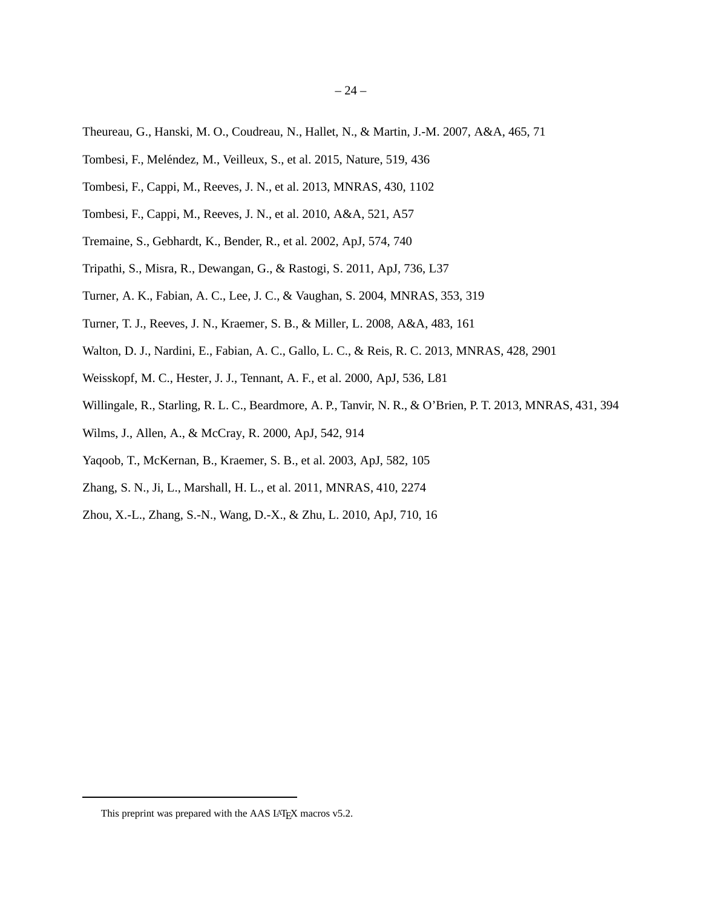Theureau, G., Hanski, M. O., Coudreau, N., Hallet, N., & Martin, J.-M. 2007, A&A, 465, 71

Tombesi, F., Meléndez, M., Veilleux, S., et al. 2015, Nature, 519, 436

Tombesi, F., Cappi, M., Reeves, J. N., et al. 2013, MNRAS, 430, 1102

Tombesi, F., Cappi, M., Reeves, J. N., et al. 2010, A&A, 521, A57

Tremaine, S., Gebhardt, K., Bender, R., et al. 2002, ApJ, 574, 740

Tripathi, S., Misra, R., Dewangan, G., & Rastogi, S. 2011, ApJ, 736, L37

Turner, A. K., Fabian, A. C., Lee, J. C., & Vaughan, S. 2004, MNRAS, 353, 319

Turner, T. J., Reeves, J. N., Kraemer, S. B., & Miller, L. 2008, A&A, 483, 161

Walton, D. J., Nardini, E., Fabian, A. C., Gallo, L. C., & Reis, R. C. 2013, MNRAS, 428, 2901

Weisskopf, M. C., Hester, J. J., Tennant, A. F., et al. 2000, ApJ, 536, L81

Willingale, R., Starling, R. L. C., Beardmore, A. P., Tanvir, N. R., & O'Brien, P. T. 2013, MNRAS, 431, 394

Wilms, J., Allen, A., & McCray, R. 2000, ApJ, 542, 914

Yaqoob, T., McKernan, B., Kraemer, S. B., et al. 2003, ApJ, 582, 105

Zhang, S. N., Ji, L., Marshall, H. L., et al. 2011, MNRAS, 410, 2274

Zhou, X.-L., Zhang, S.-N., Wang, D.-X., & Zhu, L. 2010, ApJ, 710, 16

This preprint was prepared with the AAS LaTeX macros v5.2.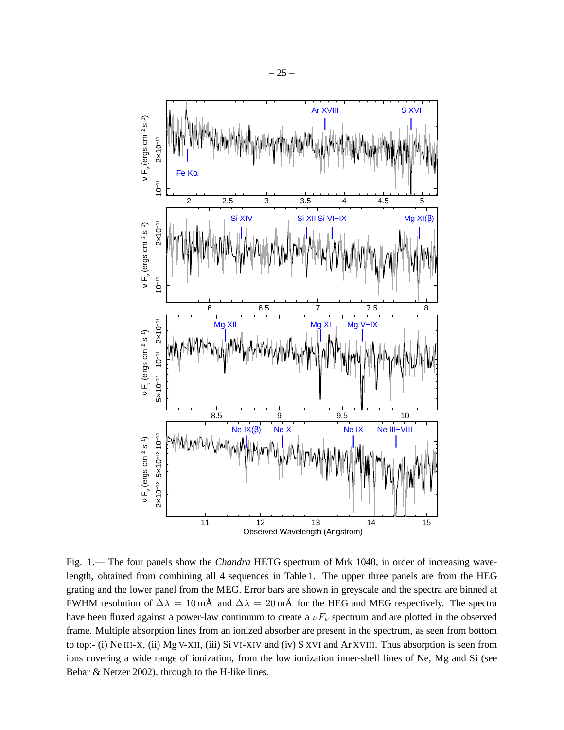Fig. 1.— The four panels show the *Chandra* HETG spectrum of Mrk 1040, in order of increasing wavelength, obtained from combining all 4 sequences in Table 1. The upper three panels are from the HEG grating and the lower panel from the MEG. Error bars are shown in greyscale and the spectra are binned at FWHM resolution of $\Delta\lambda = 10\,\text{m\AA}$ and $\Delta\lambda = 20\,\text{m\AA}$ for the HEG and MEG respectively. The spectra have been fluxed against a power-law continuum to create a $\nu F_{\nu}$ spectrum and are plotted in the observed frame. Multiple absorption lines from an ionized absorber are present in the spectrum, as seen from bottom to top:- (i) Ne III-X, (ii) Mg V-XII, (iii) Si VI-XIV and (iv) S XVI and Ar XVIII. Thus absorption is seen from ions covering a wide range of ionization, from the low ionization inner-shell lines of Ne, Mg and Si (see Behar & Netzer 2002), through to the H-like lines.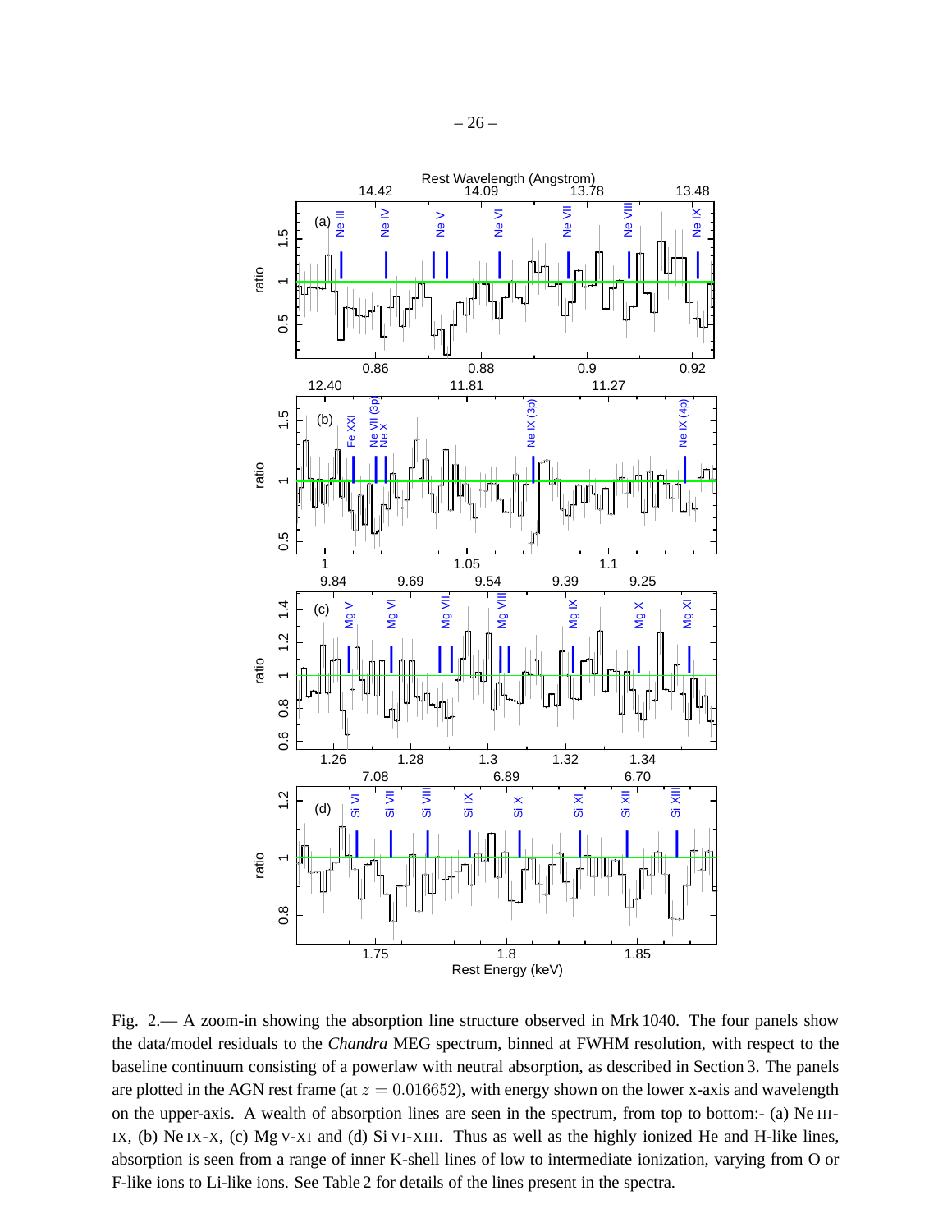Fig. 2.— A zoom-in showing the absorption line structure observed in Mrk 1040. The four panels show the data/model residuals to the *Chandra* MEG spectrum, binned at FWHM resolution, with respect to the baseline continuum consisting of a powerlaw with neutral absorption, as described in Section 3. The panels are plotted in the AGN rest frame (at $z = 0.016652$), with energy shown on the lower x-axis and wavelength on the upper-axis. A wealth of absorption lines are seen in the spectrum, from top to bottom:- (a) Ne III-IX, (b) Ne IX-X, (c) Mg V-XI and (d) Si VI-XIII. Thus as well as the highly ionized He and H-like lines, absorption is seen from a range of inner K-shell lines of low to intermediate ionization, varying from O or F-like ions to Li-like ions. See Table 2 for details of the lines present in the spectra.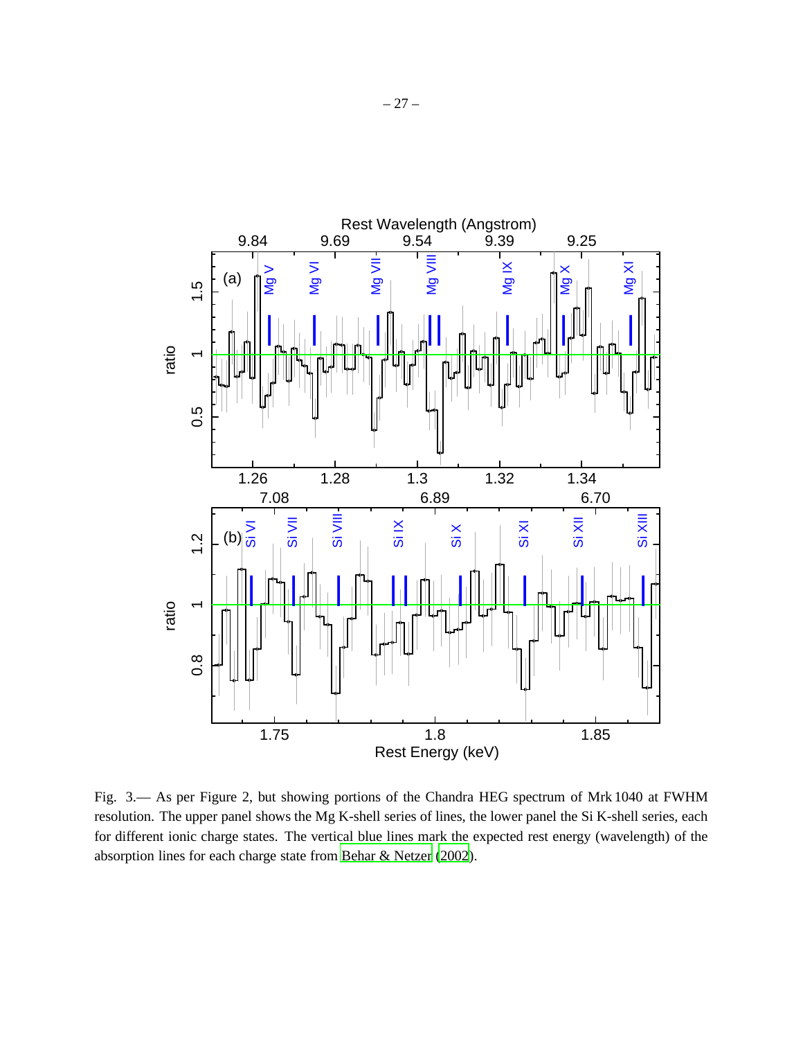Fig. 3.— As per Figure 2, but showing portions of the Chandra HEG spectrum of Mrk 1040 at FWHM resolution. The upper panel shows the Mg K-shell series of lines, the lower panel the Si K-shell series, each for different ionic charge states. The vertical blue lines mark the expected rest energy (wavelength) of the absorption lines for each charge state from Behar & Netzer (2002).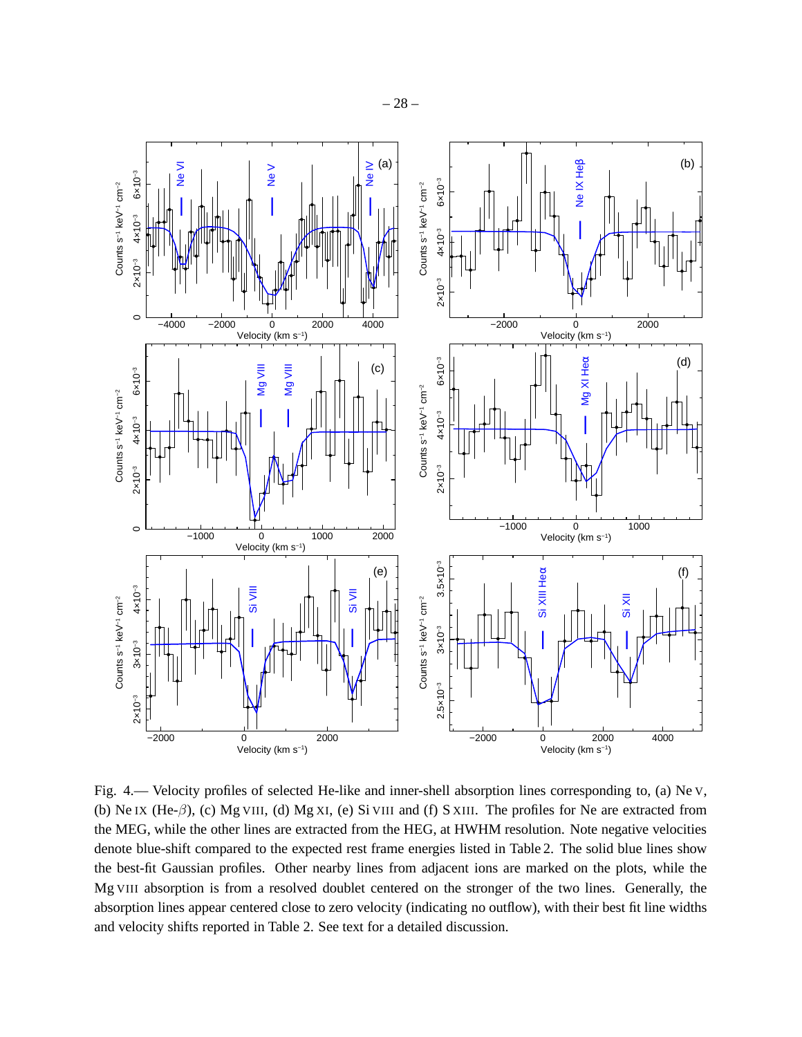Fig. 4.— Velocity profiles of selected He-like and inner-shell absorption lines corresponding to, (a) Ne V, (b) Ne IX (He-$\beta$), (c) Mg VIII, (d) Mg XI, (e) Si VIII and (f) S XIII. The profiles for Ne are extracted from the MEG, while the other lines are extracted from the HEG, at HWHM resolution. Note negative velocities denote blue-shift compared to the expected rest frame energies listed in Table 2. The solid blue lines show the best-fit Gaussian profiles. Other nearby lines from adjacent ions are marked on the plots, while the Mg VIII absorption is from a resolved doublet centered on the stronger of the two lines. Generally, the absorption lines appear centered close to zero velocity (indicating no outflow), with their best fit line widths and velocity shifts reported in Table 2. See text for a detailed discussion.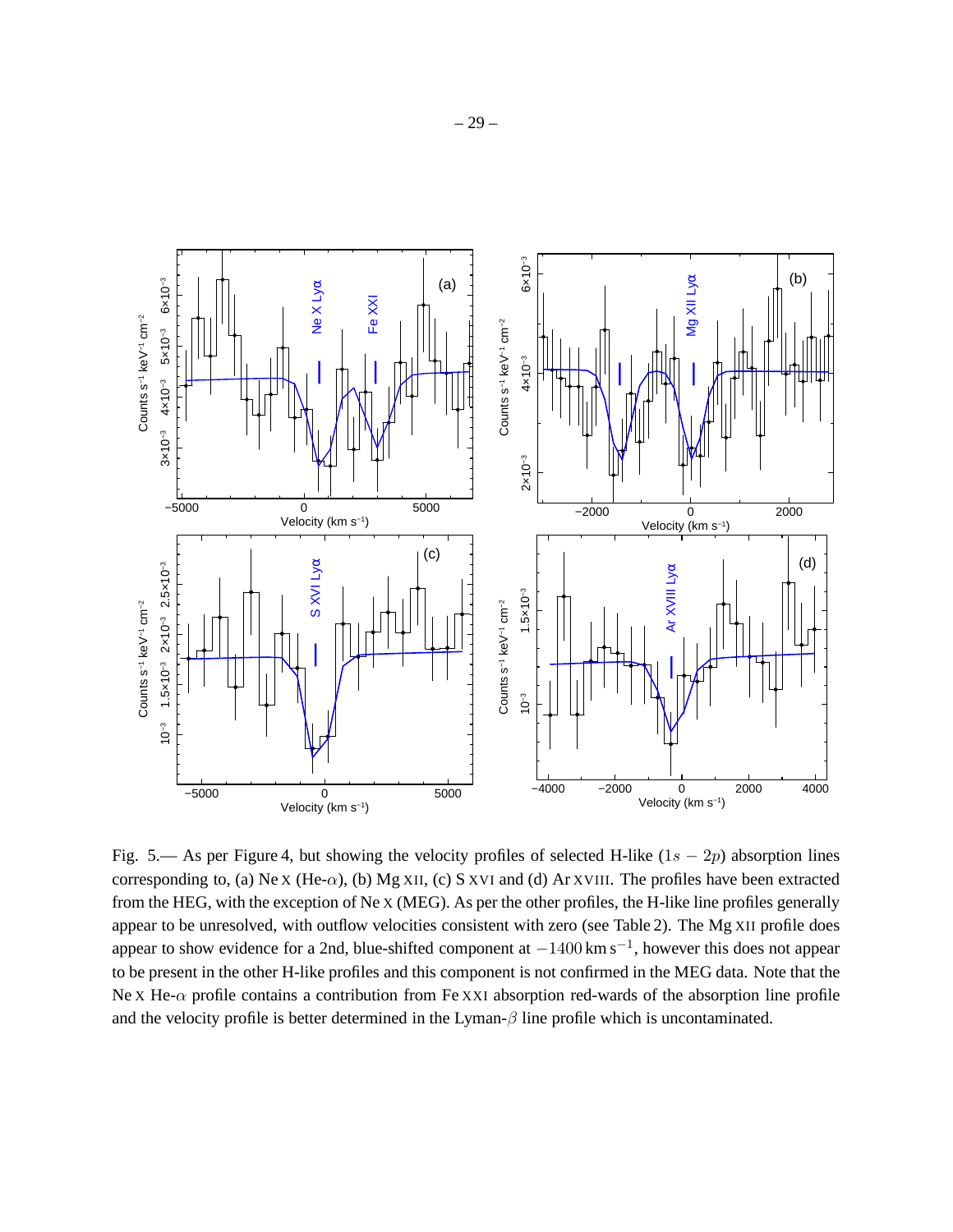Fig. 5.— As per Figure 4, but showing the velocity profiles of selected H-like ($1s - 2p$) absorption lines corresponding to, (a) Ne X (He-$\alpha$), (b) Mg XII, (c) S XVI and (d) Ar XVIII. The profiles have been extracted from the HEG, with the exception of Ne X (MEG). As per the other profiles, the H-like line profiles generally appear to be unresolved, with outflow velocities consistent with zero (see Table 2). The Mg XII profile does appear to show evidence for a 2nd, blue-shifted component at $-1400\,\mathrm{km\,s^{-1}}$, however this does not appear to be present in the other H-like profiles and this component is not confirmed in the MEG data. Note that the Ne X He-$\alpha$ profile contains a contribution from Fe XXI absorption red-wards of the absorption line profile and the velocity profile is better determined in the Lyman-$\beta$ line profile which is uncontaminated.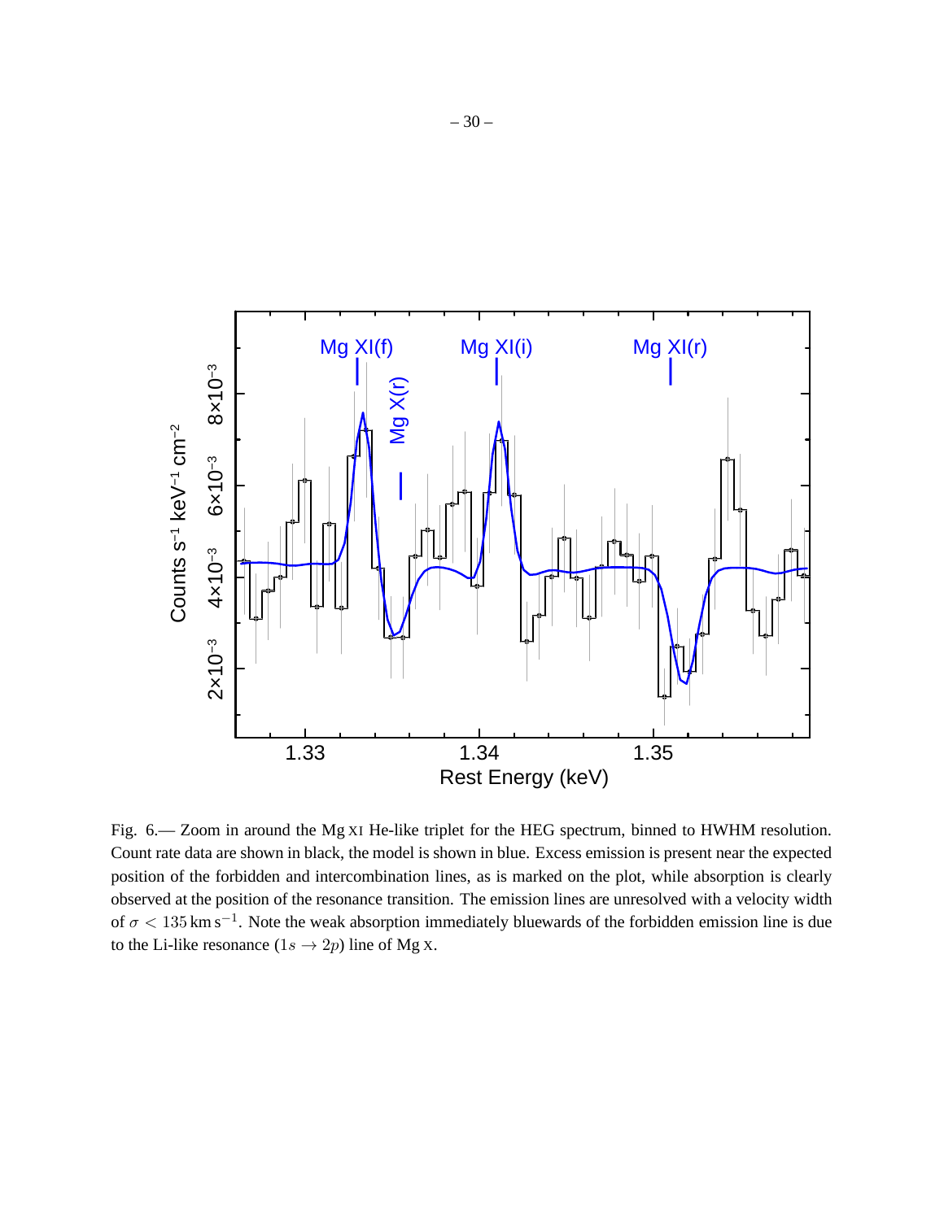Fig. 6.— Zoom in around the Mg XI He-like triplet for the HEG spectrum, binned to HWHM resolution. Count rate data are shown in black, the model is shown in blue. Excess emission is present near the expected position of the forbidden and intercombination lines, as is marked on the plot, while absorption is clearly observed at the position of the resonance transition. The emission lines are unresolved with a velocity width of $\sigma < 135\,\mathrm{km\,s^{-1}}$. Note the weak absorption immediately bluewards of the forbidden emission line is due to the Li-like resonance ($1s \rightarrow 2p$) line of Mg X.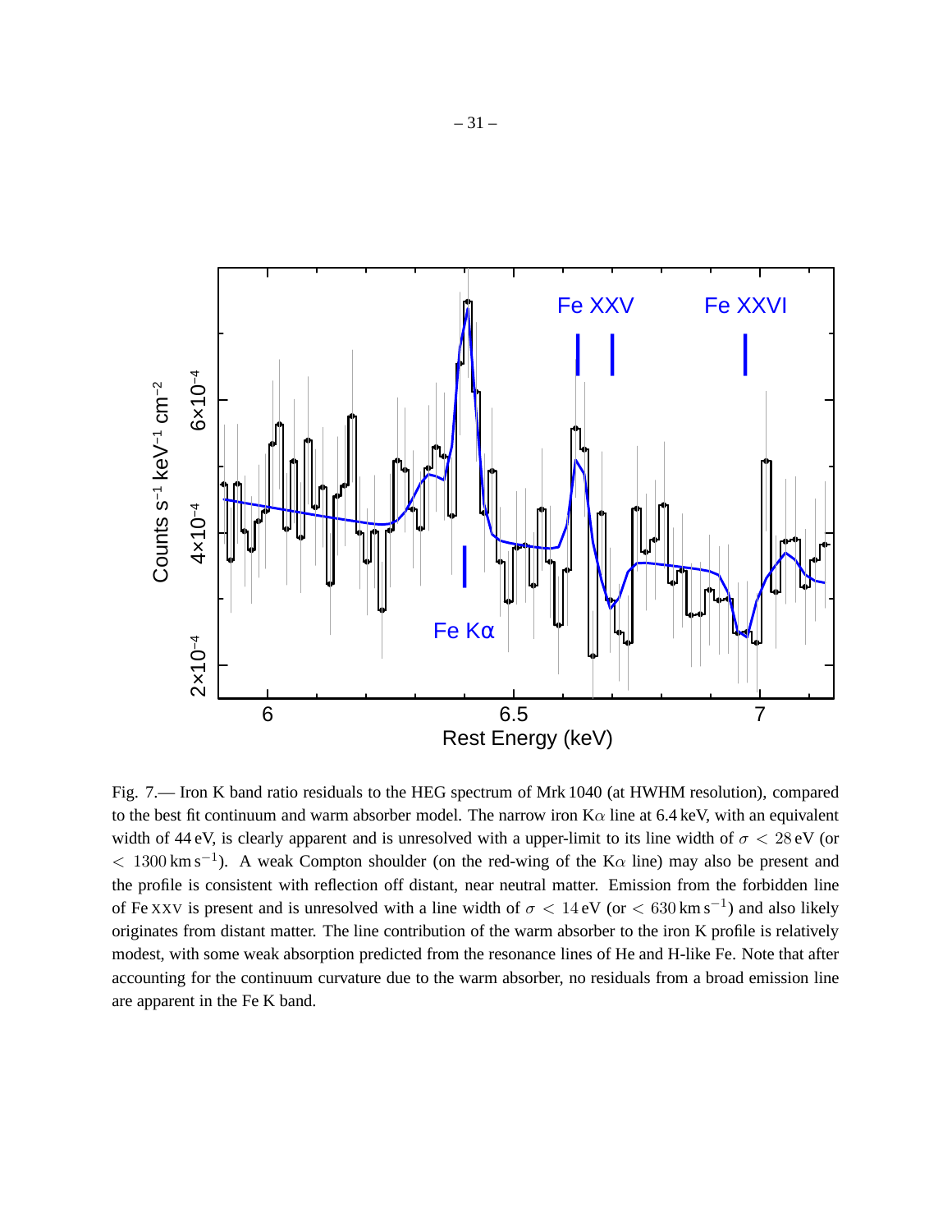Fig. 7.— Iron K band ratio residuals to the HEG spectrum of Mrk 1040 (at HWHM resolution), compared to the best fit continuum and warm absorber model. The narrow iron K$\alpha$ line at 6.4 keV, with an equivalent width of 44 eV, is clearly apparent and is unresolved with a upper-limit to its line width of $\sigma < 28$ eV (or $< 1300\,\mathrm{km\,s^{-1}}$). A weak Compton shoulder (on the red-wing of the K$\alpha$ line) may also be present and the profile is consistent with reflection off distant, near neutral matter. Emission from the forbidden line of Fe XXV is present and is unresolved with a line width of $\sigma < 14$ eV (or $< 630\,\mathrm{km\,s^{-1}}$) and also likely originates from distant matter. The line contribution of the warm absorber to the iron K profile is relatively modest, with some weak absorption predicted from the resonance lines of He and H-like Fe. Note that after accounting for the continuum curvature due to the warm absorber, no residuals from a broad emission line are apparent in the Fe K band.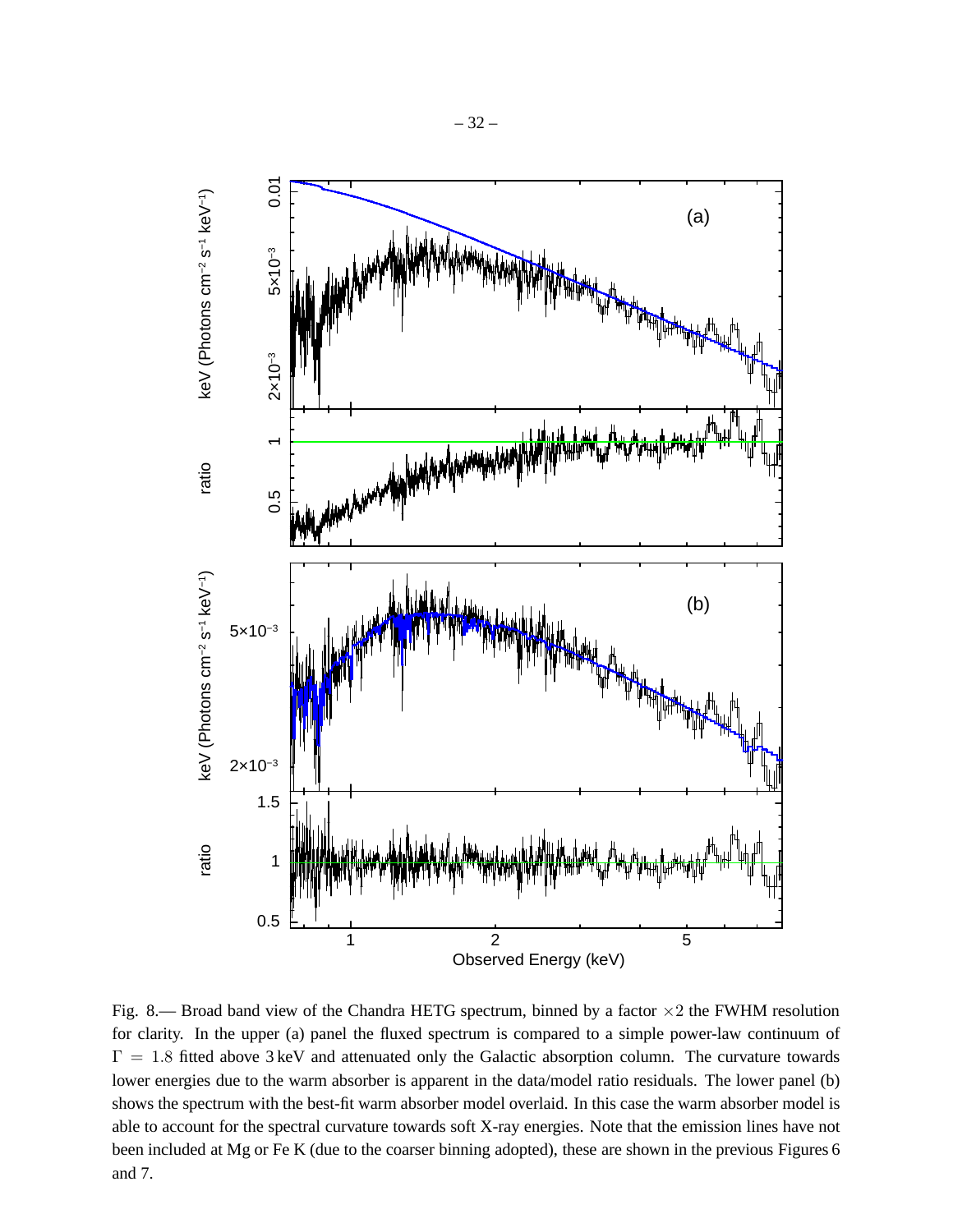Fig. 8.— Broad band view of the Chandra HETG spectrum, binned by a factor $\times 2$ the FWHM resolution for clarity. In the upper (a) panel the fluxed spectrum is compared to a simple power-law continuum of $\Gamma = 1.8$ fitted above 3 keV and attenuated only the Galactic absorption column. The curvature towards lower energies due to the warm absorber is apparent in the data/model ratio residuals. The lower panel (b) shows the spectrum with the best-fit warm absorber model overlaid. In this case the warm absorber model is able to account for the spectral curvature towards soft X-ray energies. Note that the emission lines have not been included at Mg or Fe K (due to the coarser binning adopted), these are shown in the previous Figures 6 and 7.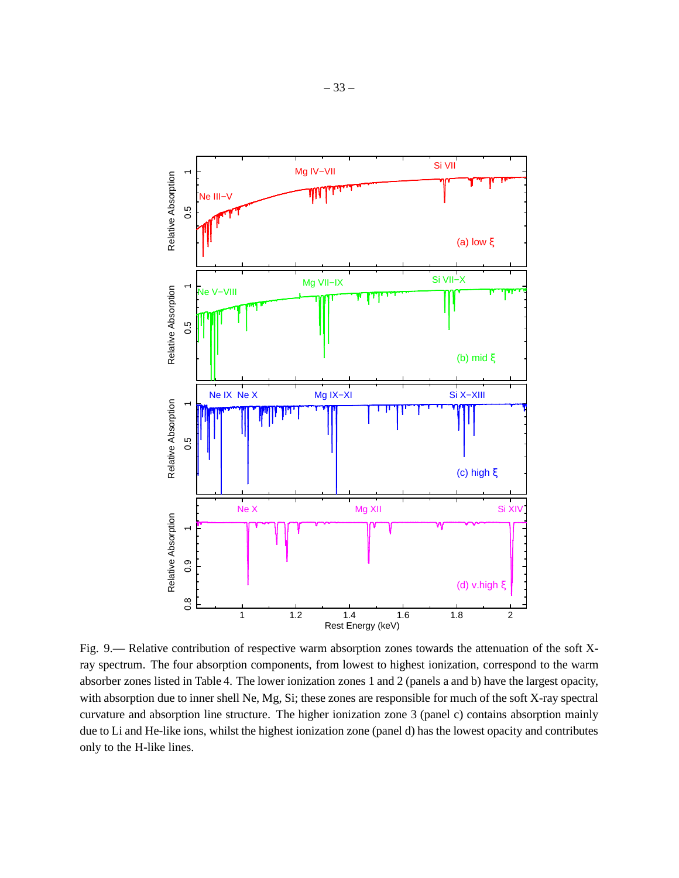Fig. 9.— Relative contribution of respective warm absorption zones towards the attenuation of the soft X-ray spectrum. The four absorption components, from lowest to highest ionization, correspond to the warm absorber zones listed in Table 4. The lower ionization zones 1 and 2 (panels a and b) have the largest opacity, with absorption due to inner shell Ne, Mg, Si; these zones are responsible for much of the soft X-ray spectral curvature and absorption line structure. The higher ionization zone 3 (panel c) contains absorption mainly due to Li and He-like ions, whilst the highest ionization zone (panel d) has the lowest opacity and contributes only to the H-like lines.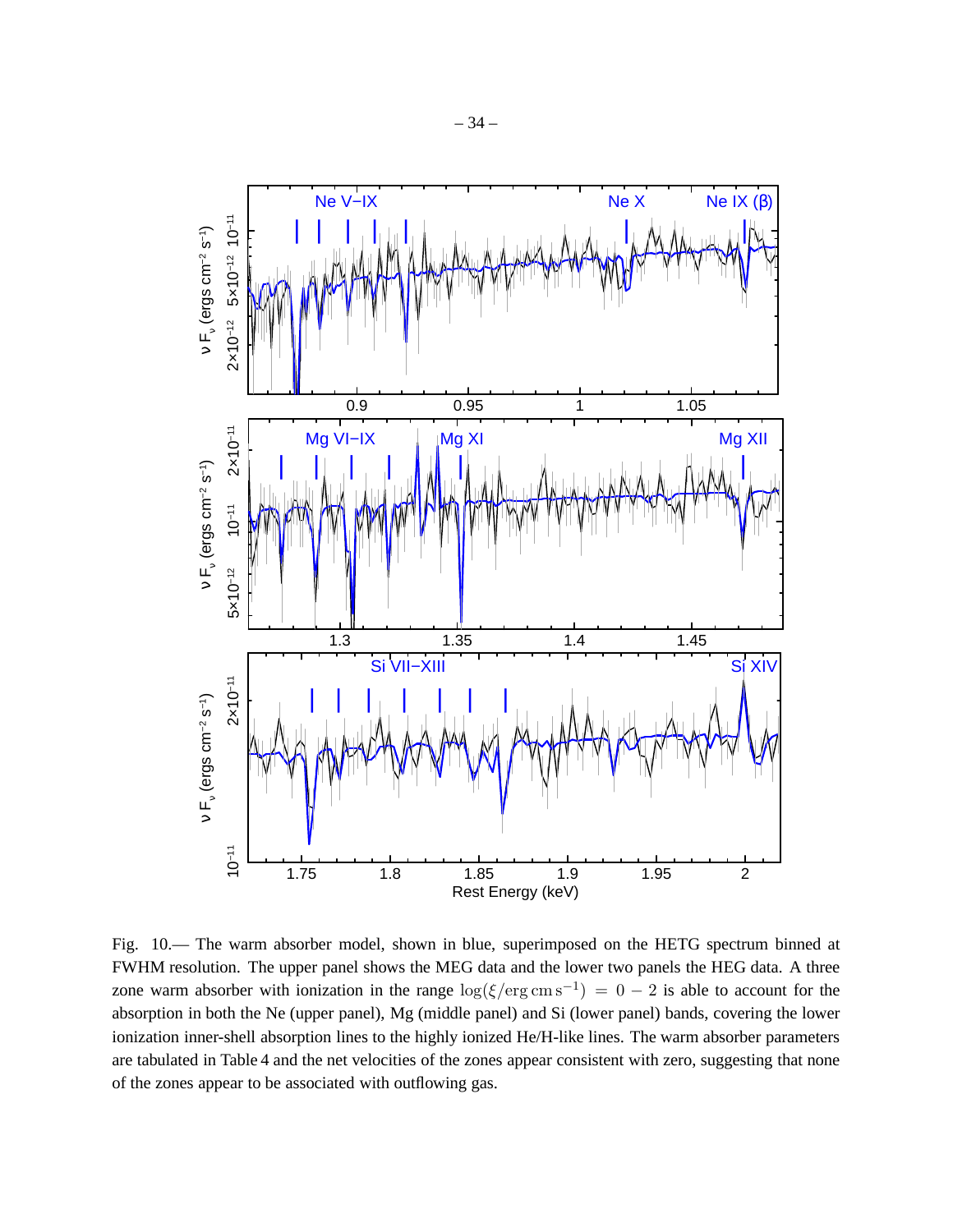Fig. 10.— The warm absorber model, shown in blue, superimposed on the HETG spectrum binned at FWHM resolution. The upper panel shows the MEG data and the lower two panels the HEG data. A three zone warm absorber with ionization in the range $\log(\xi/\mathrm{erg\,cm\,s^{-1}}) = 0 - 2$ is able to account for the absorption in both the Ne (upper panel), Mg (middle panel) and Si (lower panel) bands, covering the lower ionization inner-shell absorption lines to the highly ionized He/H-like lines. The warm absorber parameters are tabulated in Table 4 and the net velocities of the zones appear consistent with zero, suggesting that none of the zones appear to be associated with outflowing gas.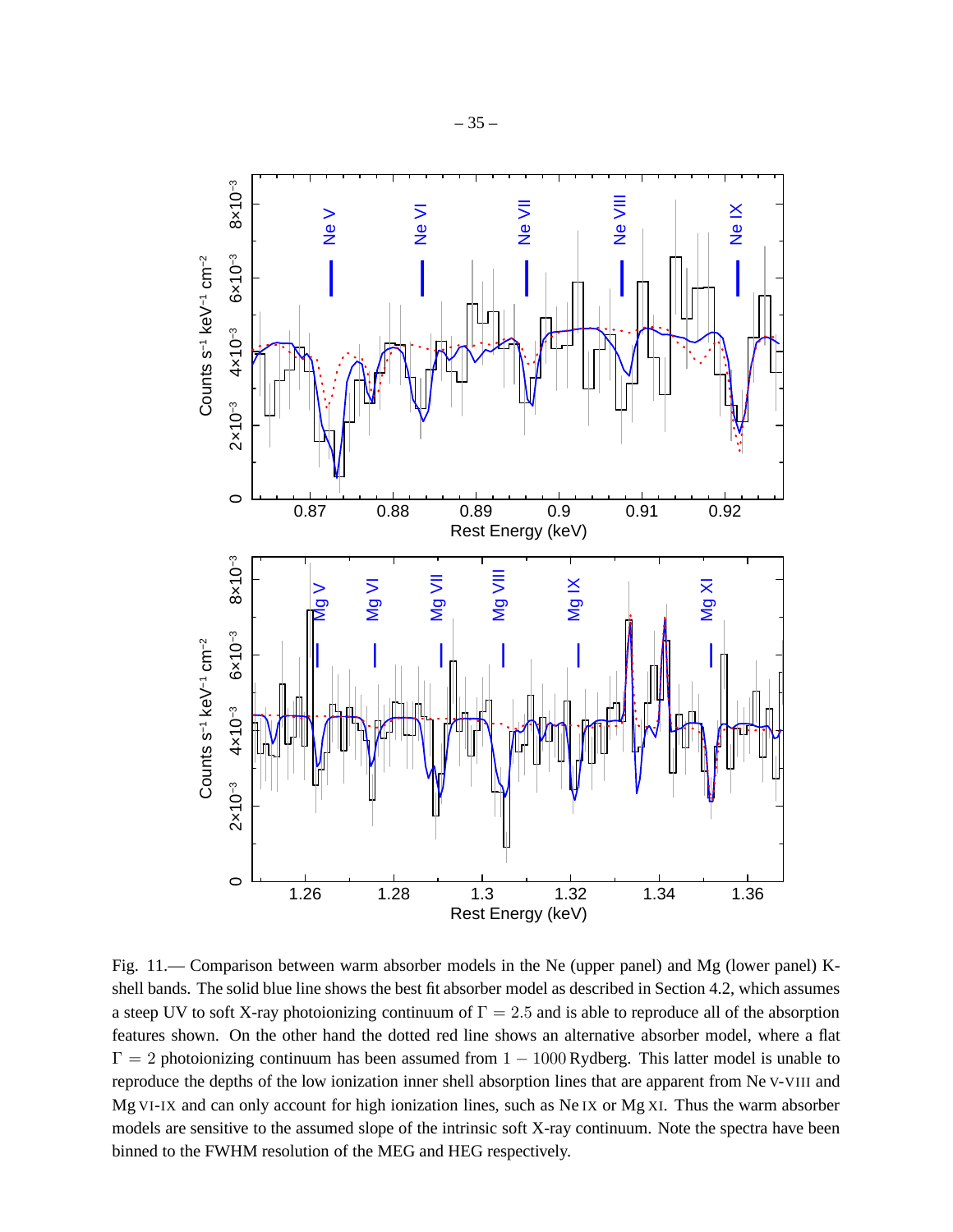Fig. 11.— Comparison between warm absorber models in the Ne (upper panel) and Mg (lower panel) K-shell bands. The solid blue line shows the best fit absorber model as described in Section 4.2, which assumes a steep UV to soft X-ray photoionizing continuum of $\Gamma = 2.5$ and is able to reproduce all of the absorption features shown. On the other hand the dotted red line shows an alternative absorber model, where a flat $\Gamma = 2$ photoionizing continuum has been assumed from $1 - 1000$ Rydberg. This latter model is unable to reproduce the depths of the low ionization inner shell absorption lines that are apparent from Ne V-VIII and Mg VI-IX and can only account for high ionization lines, such as Ne IX or Mg XI. Thus the warm absorber models are sensitive to the assumed slope of the intrinsic soft X-ray continuum. Note the spectra have been binned to the FWHM resolution of the MEG and HEG respectively.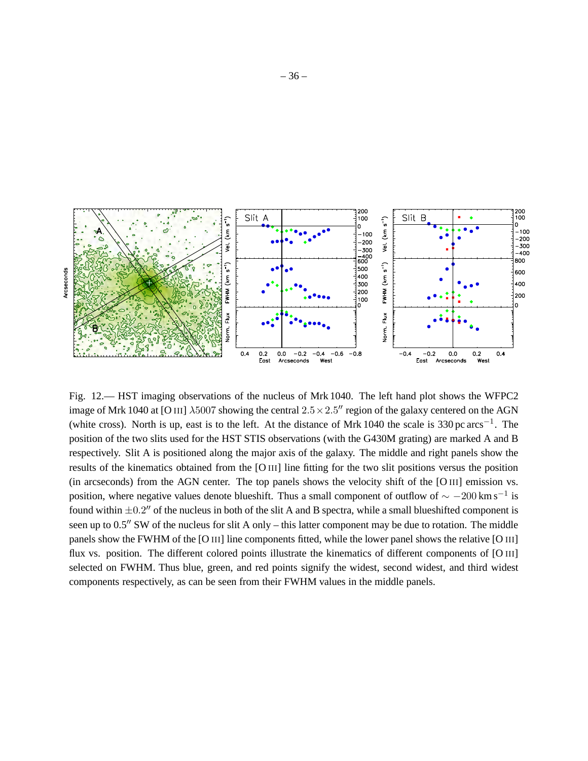Fig. 12.— HST imaging observations of the nucleus of Mrk 1040. The left hand plot shows the WFPC2 image of Mrk 1040 at [O III] $\lambda5007$ showing the central $2.5 \times 2.5''$ region of the galaxy centered on the AGN (white cross). North is up, east is to the left. At the distance of Mrk 1040 the scale is 330 pc arcs$^{-1}$. The position of the two slits used for the HST STIS observations (with the G430M grating) are marked A and B respectively. Slit A is positioned along the major axis of the galaxy. The middle and right panels show the results of the kinematics obtained from the [O III] line fitting for the two slit positions versus the position (in arcseconds) from the AGN center. The top panels shows the velocity shift of the [O III] emission vs. position, where negative values denote blueshift. Thus a small component of outflow of $\sim -200\,\mathrm{km\,s^{-1}}$ is found within $\pm0.2''$ of the nucleus in both of the slit A and B spectra, while a small blueshifted component is seen up to $0.5''$ SW of the nucleus for slit A only – this latter component may be due to rotation. The middle panels show the FWHM of the [O III] line components fitted, while the lower panel shows the relative [O III] flux vs. position. The different colored points illustrate the kinematics of different components of [O III] selected on FWHM. Thus blue, green, and red points signify the widest, second widest, and third widest components respectively, as can be seen from their FWHM values in the middle panels.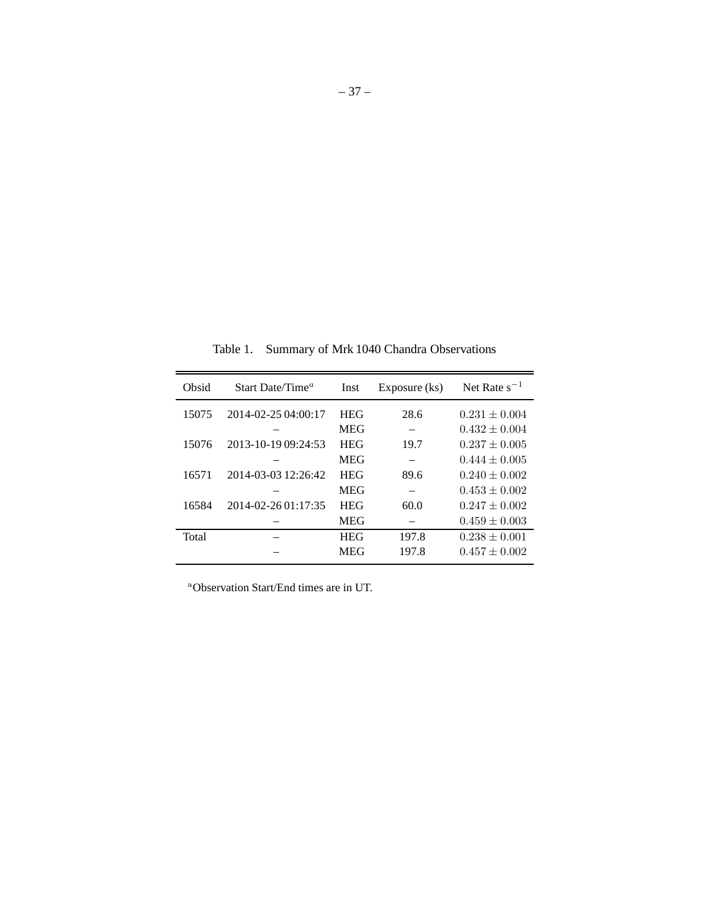Table 1. Summary of Mrk 1040 Chandra Observations

| Obsid | Start Date/Time[a] | Inst | Exposure (ks) | Net Rate $s^{-1}$ |
|---|---|---|---|---|
| 15075 | 2014-02-25 04:00:17 | HEG | 28.6 | $0.231 \pm 0.004$ |
| | – | MEG | – | $0.432 \pm 0.004$ |
| 15076 | 2013-10-19 09:24:53 | HEG | 19.7 | $0.237 \pm 0.005$ |
| | – | MEG | – | $0.444 \pm 0.005$ |
| 16571 | 2014-03-03 12:26:42 | HEG | 89.6 | $0.240 \pm 0.002$ |
| | – | MEG | – | $0.453 \pm 0.002$ |
| 16584 | 2014-02-26 01:17:35 | HEG | 60.0 | $0.247 \pm 0.002$ |
| | – | MEG | – | $0.459 \pm 0.003$ |
| Total | – | HEG | 197.8 | $0.238 \pm 0.001$ |
| | – | MEG | 197.8 | $0.457 \pm 0.002$ |

[a]Observation Start/End times are in UT.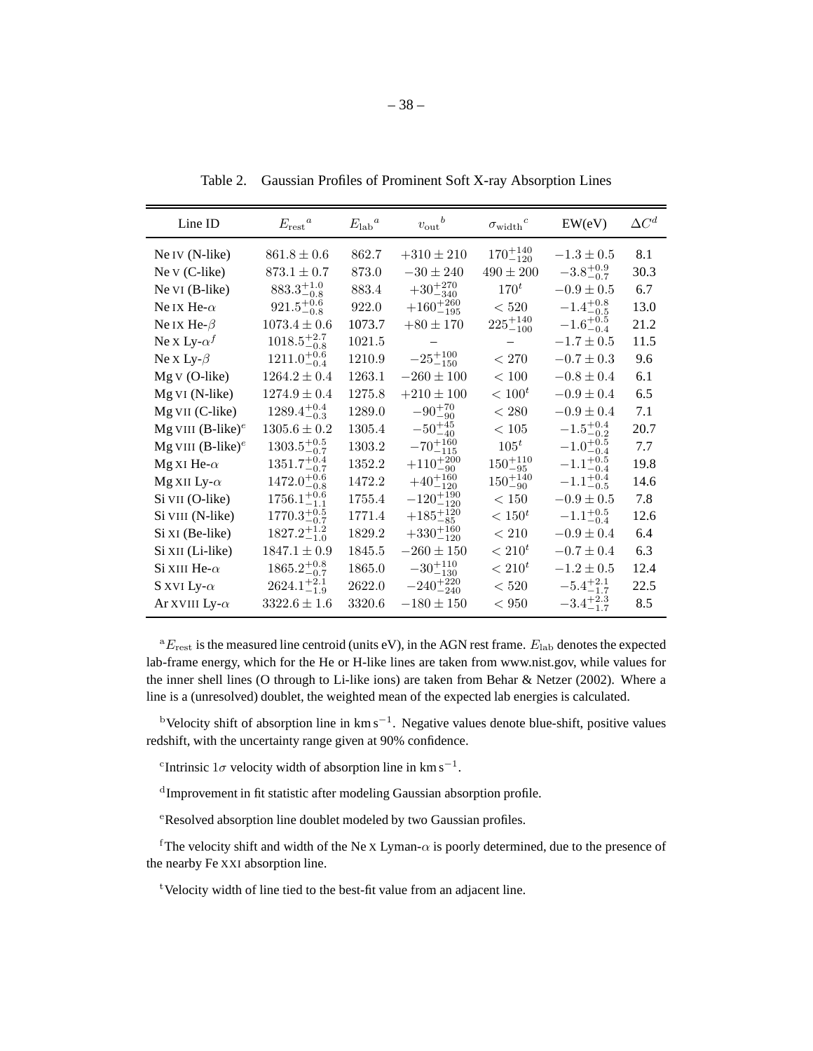Table 2. Gaussian Profiles of Prominent Soft X-ray Absorption Lines

| Line ID | $E_{\rm rest}{}^{a}$ | $E_{\rm lab}{}^{a}$ | $v_{\rm out}{}^{b}$ | $\sigma_{\rm width}{}^{c}$ | EW(eV) | $\Delta C^{d}$ |
|---|---|---|---|---|---|---|
| Ne IV (N-like) | $861.8 \pm 0.6$ | 862.7 | $+310 \pm 210$ | $170^{+140}_{-120}$ | $-1.3 \pm 0.5$ | 8.1 |
| Ne V (C-like) | $873.1 \pm 0.7$ | 873.0 | $-30 \pm 240$ | $490 \pm 200$ | $-3.8^{+0.9}_{-0.7}$ | 30.3 |
| Ne VI (B-like) | $883.3^{+1.0}_{-0.8}$ | 883.4 | $+30^{+270}_{-340}$ | $170^{t}$ | $-0.9 \pm 0.5$ | 6.7 |
| Ne IX He-$\alpha$ | $921.5^{+0.6}_{-0.8}$ | 922.0 | $+160^{+260}_{-195}$ | $< 520$ | $-1.4^{+0.8}_{-0.5}$ | 13.0 |
| Ne IX He-$\beta$ | $1073.4 \pm 0.6$ | 1073.7 | $+80 \pm 170$ | $225^{+140}_{-100}$ | $-1.6^{+0.5}_{-0.4}$ | 21.2 |
| Ne X Ly-$\alpha^{f}$ | $1018.5^{+2.7}_{-0.8}$ | 1021.5 | – | – | $-1.7 \pm 0.5$ | 11.5 |
| Ne X Ly-$\beta$ | $1211.0^{+0.6}_{-0.4}$ | 1210.9 | $-25^{+100}_{-150}$ | $< 270$ | $-0.7 \pm 0.3$ | 9.6 |
| Mg V (O-like) | $1264.2 \pm 0.4$ | 1263.1 | $-260 \pm 100$ | $< 100$ | $-0.8 \pm 0.4$ | 6.1 |
| Mg VI (N-like) | $1274.9 \pm 0.4$ | 1275.8 | $+210 \pm 100$ | $< 100^{t}$ | $-0.9 \pm 0.4$ | 6.5 |
| Mg VII (C-like) | $1289.4^{+0.4}_{-0.3}$ | 1289.0 | $-90^{+70}_{-90}$ | $< 280$ | $-0.9 \pm 0.4$ | 7.1 |
| Mg VIII (B-like)$^{e}$ | $1305.6 \pm 0.2$ | 1305.4 | $-50^{+45}_{-40}$ | $< 105$ | $-1.5^{+0.4}_{-0.2}$ | 20.7 |
| Mg VIII (B-like)$^{e}$ | $1303.5^{+0.5}_{-0.7}$ | 1303.2 | $-70^{+160}_{-115}$ | $105^{t}$ | $-1.0^{+0.5}_{-0.4}$ | 7.7 |
| Mg XI He-$\alpha$ | $1351.7^{+0.4}_{-0.7}$ | 1352.2 | $+110^{+200}_{-90}$ | $150^{+110}_{-95}$ | $-1.1^{+0.5}_{-0.4}$ | 19.8 |
| Mg XII Ly-$\alpha$ | $1472.0^{+0.6}_{-0.8}$ | 1472.2 | $+40^{+160}_{-120}$ | $150^{+140}_{-90}$ | $-1.1^{+0.4}_{-0.5}$ | 14.6 |
| Si VII (O-like) | $1756.1^{+0.6}_{-1.1}$ | 1755.4 | $-120^{+190}_{-120}$ | $< 150$ | $-0.9 \pm 0.5$ | 7.8 |
| Si VIII (N-like) | $1770.3^{+0.5}_{-0.7}$ | 1771.4 | $+185^{+120}_{-85}$ | $< 150^{t}$ | $-1.1^{+0.5}_{-0.4}$ | 12.6 |
| Si XI (Be-like) | $1827.2^{+1.2}_{-1.0}$ | 1829.2 | $+330^{+160}_{-120}$ | $< 210$ | $-0.9 \pm 0.4$ | 6.4 |
| Si XII (Li-like) | $1847.1 \pm 0.9$ | 1845.5 | $-260 \pm 150$ | $< 210^{t}$ | $-0.7 \pm 0.4$ | 6.3 |
| Si XIII He-$\alpha$ | $1865.2^{+0.8}_{-0.7}$ | 1865.0 | $-30^{+110}_{-130}$ | $< 210^{t}$ | $-1.2 \pm 0.5$ | 12.4 |
| S XVI Ly-$\alpha$ | $2624.1^{+2.1}_{-1.9}$ | 2622.0 | $-240^{+220}_{-240}$ | $< 520$ | $-5.4^{+2.1}_{-1.7}$ | 22.5 |
| Ar XVIII Ly-$\alpha$ | $3322.6 \pm 1.6$ | 3320.6 | $-180 \pm 150$ | $< 950$ | $-3.4^{+2.3}_{-1.7}$ | 8.5 |

[a] $E_{\rm rest}$ is the measured line centroid (units eV), in the AGN rest frame. $E_{\rm lab}$ denotes the expected lab-frame energy, which for the He or H-like lines are taken from www.nist.gov, while values for the inner shell lines (O through to Li-like ions) are taken from Behar & Netzer (2002). Where a line is a (unresolved) doublet, the weighted mean of the expected lab energies is calculated.

[b] Velocity shift of absorption line in km s$^{-1}$. Negative values denote blue-shift, positive values redshift, with the uncertainty range given at 90% confidence.

[c] Intrinsic $1\sigma$ velocity width of absorption line in km s$^{-1}$.

[d] Improvement in fit statistic after modeling Gaussian absorption profile.

[e] Resolved absorption line doublet modeled by two Gaussian profiles.

[f] The velocity shift and width of the Ne X Lyman-$\alpha$ is poorly determined, due to the presence of the nearby Fe XXI absorption line.

[t] Velocity width of line tied to the best-fit value from an adjacent line.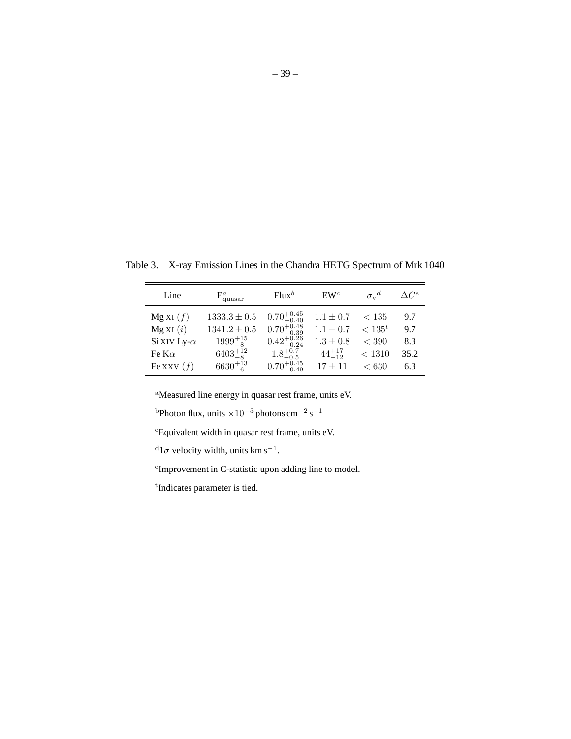Table 3. X-ray Emission Lines in the Chandra HETG Spectrum of Mrk 1040

| Line | $E^{a}_{\rm quasar}$ | Flux$^{b}$ | EW$^{c}$ | $\sigma_{\rm v}{}^{d}$ | $\Delta C^{e}$ |
|---|---|---|---|---|---|
| Mg XI $(f)$ | $1333.3 \pm 0.5$ | $0.70^{+0.45}_{-0.40}$ | $1.1 \pm 0.7$ | $< 135$ | 9.7 |
| Mg XI $(i)$ | $1341.2 \pm 0.5$ | $0.70^{+0.48}_{-0.39}$ | $1.1 \pm 0.7$ | $< 135^{t}$ | 9.7 |
| Si XIV Ly-$\alpha$ | $1999^{+15}_{-8}$ | $0.42^{+0.26}_{-0.24}$ | $1.3 \pm 0.8$ | $< 390$ | 8.3 |
| Fe K$\alpha$ | $6403^{+12}_{-8}$ | $1.8^{+0.7}_{-0.5}$ | $44^{+17}_{-12}$ | $< 1310$ | 35.2 |
| Fe XXV $(f)$ | $6630^{+13}_{-6}$ | $0.70^{+0.45}_{-0.49}$ | $17 \pm 11$ | $< 630$ | 6.3 |

[a] Measured line energy in quasar rest frame, units eV.

[b] Photon flux, units $\times 10^{-5}$ photons cm$^{-2}$ s$^{-1}$

[c] Equivalent width in quasar rest frame, units eV.

[d] $1\sigma$ velocity width, units km s$^{-1}$.

[e] Improvement in C-statistic upon adding line to model.

[t] Indicates parameter is tied.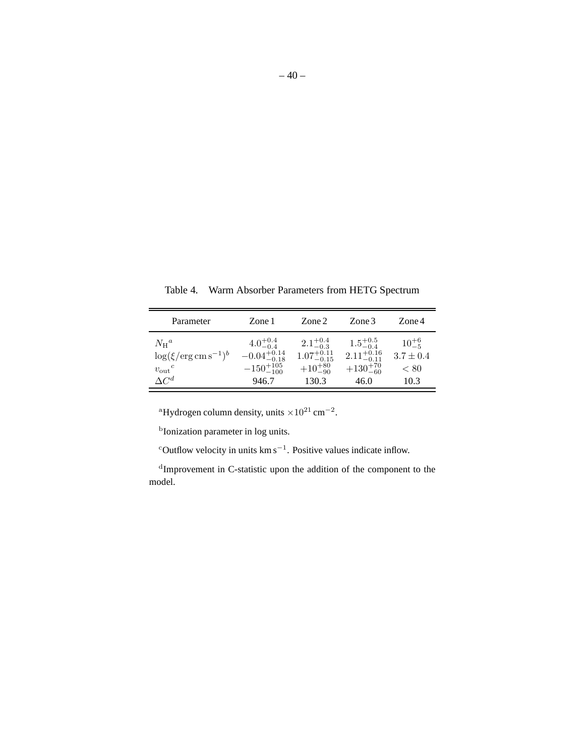Table 4. Warm Absorber Parameters from HETG Spectrum

| Parameter | Zone 1 | Zone 2 | Zone 3 | Zone 4 |
|---|---|---|---|---|
| $N_{\rm H}{}^a$ | $4.0^{+0.4}_{-0.4}$ | $2.1^{+0.4}_{-0.3}$ | $1.5^{+0.5}_{-0.4}$ | $10^{+6}_{-5}$ |
| $\log(\xi/{\rm erg\,cm\,s^{-1}})^b$ | $-0.04^{+0.14}_{-0.18}$ | $1.07^{+0.11}_{-0.15}$ | $2.11^{+0.16}_{-0.11}$ | $3.7 \pm 0.4$ |
| $v_{\rm out}{}^c$ | $-150^{+105}_{-100}$ | $+10^{+80}_{-90}$ | $+130^{+70}_{-60}$ | $< 80$ |
| $\Delta C^d$ | 946.7 | 130.3 | 46.0 | 10.3 |

[a]Hydrogen column density, units $\times 10^{21}$ cm$^{-2}$.

[b]Ionization parameter in log units.

[c]Outflow velocity in units km s$^{-1}$. Positive values indicate inflow.

[d]Improvement in C-statistic upon the addition of the component to the model.